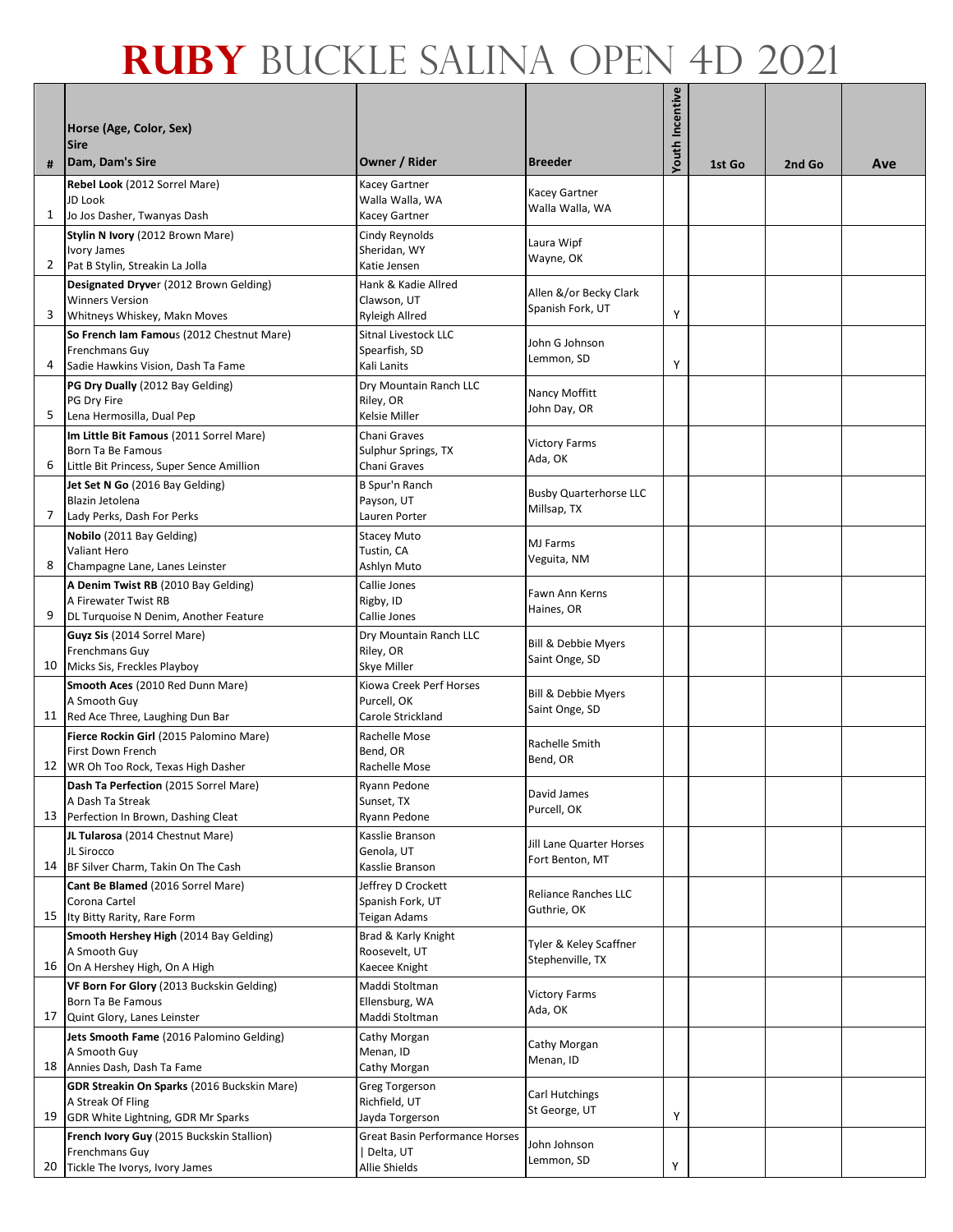# RUBY BUCKLE SALINA OPEN 4D 2021

| # | Horse (Age, Color, Sex)<br>Sire<br>Dam, Dam's Sire | Owner / Rider | Breeder | Youth Incentive | 1st Go | 2nd Go | Ave |
|---|---|---|---|---|---|---|---|
| 1 | **Rebel Look** (2012 Sorrel Mare)<br>JD Look<br>Jo Jos Dasher, Twanyas Dash | Kacey Gartner<br>Walla Walla, WA<br>Kacey Gartner | Kacey Gartner<br>Walla Walla, WA | | | | |
| 2 | **Stylin N Ivory** (2012 Brown Mare)<br>Ivory James<br>Pat B Stylin, Streakin La Jolla | Cindy Reynolds<br>Sheridan, WY<br>Katie Jensen | Laura Wipf<br>Wayne, OK | | | | |
| 3 | **Designated Dryve**r (2012 Brown Gelding)<br>Winners Version<br>Whitneys Whiskey, Makn Moves | Hank & Kadie Allred<br>Clawson, UT<br>Ryleigh Allred | Allen &/or Becky Clark<br>Spanish Fork, UT | Y | | | |
| 4 | **So French Iam Famou**s (2012 Chestnut Mare)<br>Frenchmans Guy<br>Sadie Hawkins Vision, Dash Ta Fame | Sitnal Livestock LLC<br>Spearfish, SD<br>Kali Lanits | John G Johnson<br>Lemmon, SD | Y | | | |
| 5 | **PG Dry Dually** (2012 Bay Gelding)<br>PG Dry Fire<br>Lena Hermosilla, Dual Pep | Dry Mountain Ranch LLC<br>Riley, OR<br>Kelsie Miller | Nancy Moffitt<br>John Day, OR | | | | |
| 6 | **Im Little Bit Famous** (2011 Sorrel Mare)<br>Born Ta Be Famous<br>Little Bit Princess, Super Sence Amillion | Chani Graves<br>Sulphur Springs, TX<br>Chani Graves | Victory Farms<br>Ada, OK | | | | |
| 7 | **Jet Set N Go** (2016 Bay Gelding)<br>Blazin Jetolena<br>Lady Perks, Dash For Perks | B Spur'n Ranch<br>Payson, UT<br>Lauren Porter | Busby Quarterhorse LLC<br>Millsap, TX | | | | |
| 8 | **Nobilo** (2011 Bay Gelding)<br>Valiant Hero<br>Champagne Lane, Lanes Leinster | Stacey Muto<br>Tustin, CA<br>Ashlyn Muto | MJ Farms<br>Veguita, NM | | | | |
| 9 | **A Denim Twist RB** (2010 Bay Gelding)<br>A Firewater Twist RB<br>DL Turquoise N Denim, Another Feature | Callie Jones<br>Rigby, ID<br>Callie Jones | Fawn Ann Kerns<br>Haines, OR | | | | |
| 10 | **Guyz Sis** (2014 Sorrel Mare)<br>Frenchmans Guy<br>Micks Sis, Freckles Playboy | Dry Mountain Ranch LLC<br>Riley, OR<br>Skye Miller | Bill & Debbie Myers<br>Saint Onge, SD | | | | |
| 11 | **Smooth Aces** (2010 Red Dunn Mare)<br>A Smooth Guy<br>Red Ace Three, Laughing Dun Bar | Kiowa Creek Perf Horses<br>Purcell, OK<br>Carole Strickland | Bill & Debbie Myers<br>Saint Onge, SD | | | | |
| 12 | **Fierce Rockin Girl** (2015 Palomino Mare)<br>First Down French<br>WR Oh Too Rock, Texas High Dasher | Rachelle Mose<br>Bend, OR<br>Rachelle Mose | Rachelle Smith<br>Bend, OR | | | | |
| 13 | **Dash Ta Perfection** (2015 Sorrel Mare)<br>A Dash Ta Streak<br>Perfection In Brown, Dashing Cleat | Ryann Pedone<br>Sunset, TX<br>Ryann Pedone | David James<br>Purcell, OK | | | | |
| 14 | **JL Tularosa** (2014 Chestnut Mare)<br>JL Sirocco<br>BF Silver Charm, Takin On The Cash | Kasslie Branson<br>Genola, UT<br>Kasslie Branson | Jill Lane Quarter Horses<br>Fort Benton, MT | | | | |
| 15 | **Cant Be Blamed** (2016 Sorrel Mare)<br>Corona Cartel<br>Ity Bitty Rarity, Rare Form | Jeffrey D Crockett<br>Spanish Fork, UT<br>Teigan Adams | Reliance Ranches LLC<br>Guthrie, OK | | | | |
| 16 | **Smooth Hershey High** (2014 Bay Gelding)<br>A Smooth Guy<br>On A Hershey High, On A High | Brad & Karly Knight<br>Roosevelt, UT<br>Kaecee Knight | Tyler & Keley Scaffner<br>Stephenville, TX | | | | |
| 17 | **VF Born For Glory** (2013 Buckskin Gelding)<br>Born Ta Be Famous<br>Quint Glory, Lanes Leinster | Maddi Stoltman<br>Ellensburg, WA<br>Maddi Stoltman | Victory Farms<br>Ada, OK | | | | |
| 18 | **Jets Smooth Fame** (2016 Palomino Gelding)<br>A Smooth Guy<br>Annies Dash, Dash Ta Fame | Cathy Morgan<br>Menan, ID<br>Cathy Morgan | Cathy Morgan<br>Menan, ID | | | | |
| 19 | **GDR Streakin On Sparks** (2016 Buckskin Mare)<br>A Streak Of Fling<br>GDR White Lightning, GDR Mr Sparks | Greg Torgerson<br>Richfield, UT<br>Jayda Torgerson | Carl Hutchings<br>St George, UT | Y | | | |
| 20 | **French Ivory Guy** (2015 Buckskin Stallion)<br>Frenchmans Guy<br>Tickle The Ivorys, Ivory James | Great Basin Performance Horses<br>\| Delta, UT<br>Allie Shields | John Johnson<br>Lemmon, SD | Y | | | |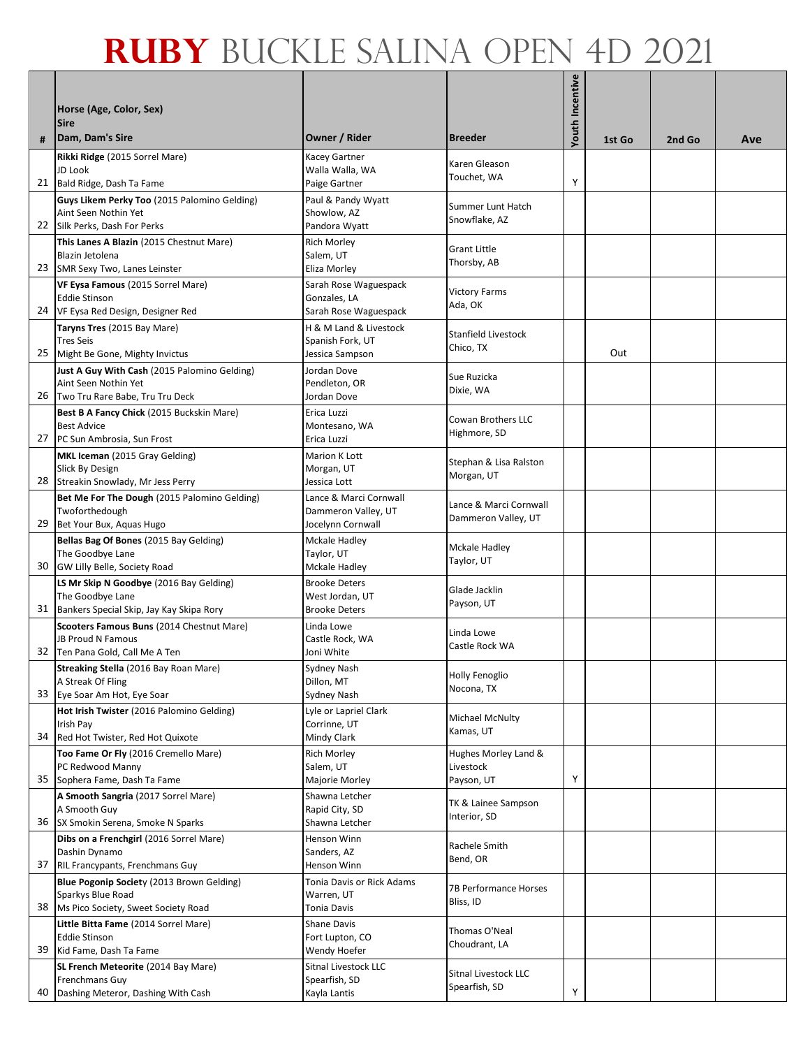# RUBY BUCKLE SALINA OPEN 4D 2021

| # | Horse (Age, Color, Sex)<br>Sire<br>Dam, Dam's Sire | Owner / Rider | Breeder | Youth Incentive | 1st Go | 2nd Go | Ave |
|---|---|---|---|---|---|---|---|
| 21 | **Rikki Ridge** (2015 Sorrel Mare)<br>JD Look<br>Bald Ridge, Dash Ta Fame | Kacey Gartner<br>Walla Walla, WA<br>Paige Gartner | Karen Gleason<br>Touchet, WA | Y | | | |
| 22 | **Guys Likem Perky Too** (2015 Palomino Gelding)<br>Aint Seen Nothin Yet<br>Silk Perks, Dash For Perks | Paul & Pandy Wyatt<br>Showlow, AZ<br>Pandora Wyatt | Summer Lunt Hatch<br>Snowflake, AZ | | | | |
| 23 | **This Lanes A Blazin** (2015 Chestnut Mare)<br>Blazin Jetolena<br>SMR Sexy Two, Lanes Leinster | Rich Morley<br>Salem, UT<br>Eliza Morley | Grant Little<br>Thorsby, AB | | | | |
| 24 | **VF Eysa Famous** (2015 Sorrel Mare)<br>Eddie Stinson<br>VF Eysa Red Design, Designer Red | Sarah Rose Waguespack<br>Gonzales, LA<br>Sarah Rose Waguespack | Victory Farms<br>Ada, OK | | | | |
| 25 | **Taryns Tres** (2015 Bay Mare)<br>Tres Seis<br>Might Be Gone, Mighty Invictus | H & M Land & Livestock<br>Spanish Fork, UT<br>Jessica Sampson | Stanfield Livestock<br>Chico, TX | | Out | | |
| 26 | **Just A Guy With Cash** (2015 Palomino Gelding)<br>Aint Seen Nothin Yet<br>Two Tru Rare Babe, Tru Tru Deck | Jordan Dove<br>Pendleton, OR<br>Jordan Dove | Sue Ruzicka<br>Dixie, WA | | | | |
| 27 | **Best B A Fancy Chick** (2015 Buckskin Mare)<br>Best Advice<br>PC Sun Ambrosia, Sun Frost | Erica Luzzi<br>Montesano, WA<br>Erica Luzzi | Cowan Brothers LLC<br>Highmore, SD | | | | |
| 28 | **MKL Iceman** (2015 Gray Gelding)<br>Slick By Design<br>Streakin Snowlady, Mr Jess Perry | Marion K Lott<br>Morgan, UT<br>Jessica Lott | Stephan & Lisa Ralston<br>Morgan, UT | | | | |
| 29 | **Bet Me For The Dough** (2015 Palomino Gelding)<br>Twoforthedough<br>Bet Your Bux, Aquas Hugo | Lance & Marci Cornwall<br>Dammeron Valley, UT<br>Jocelynn Cornwall | Lance & Marci Cornwall<br>Dammeron Valley, UT | | | | |
| 30 | **Bellas Bag Of Bones** (2015 Bay Gelding)<br>The Goodbye Lane<br>GW Lilly Belle, Society Road | Mckale Hadley<br>Taylor, UT<br>Mckale Hadley | Mckale Hadley<br>Taylor, UT | | | | |
| 31 | **LS Mr Skip N Goodbye** (2016 Bay Gelding)<br>The Goodbye Lane<br>Bankers Special Skip, Jay Kay Skipa Rory | Brooke Deters<br>West Jordan, UT<br>Brooke Deters | Glade Jacklin<br>Payson, UT | | | | |
| 32 | **Scooters Famous Buns** (2014 Chestnut Mare)<br>JB Proud N Famous<br>Ten Pana Gold, Call Me A Ten | Linda Lowe<br>Castle Rock, WA<br>Joni White | Linda Lowe<br>Castle Rock WA | | | | |
| 33 | **Streaking Stella** (2016 Bay Roan Mare)<br>A Streak Of Fling<br>Eye Soar Am Hot, Eye Soar | Sydney Nash<br>Dillon, MT<br>Sydney Nash | Holly Fenoglio<br>Nocona, TX | | | | |
| 34 | **Hot Irish Twister** (2016 Palomino Gelding)<br>Irish Pay<br>Red Hot Twister, Red Hot Quixote | Lyle or Lapriel Clark<br>Corrinne, UT<br>Mindy Clark | Michael McNulty<br>Kamas, UT | | | | |
| 35 | **Too Fame Or Fly** (2016 Cremello Mare)<br>PC Redwood Manny<br>Sophera Fame, Dash Ta Fame | Rich Morley<br>Salem, UT<br>Majorie Morley | Hughes Morley Land & Livestock<br>Payson, UT | Y | | | |
| 36 | **A Smooth Sangria** (2017 Sorrel Mare)<br>A Smooth Guy<br>SX Smokin Serena, Smoke N Sparks | Shawna Letcher<br>Rapid City, SD<br>Shawna Letcher | TK & Lainee Sampson<br>Interior, SD | | | | |
| 37 | **Dibs on a Frenchgirl** (2016 Sorrel Mare)<br>Dashin Dynamo<br>RIL Francypants, Frenchmans Guy | Henson Winn<br>Sanders, AZ<br>Henson Winn | Rachele Smith<br>Bend, OR | | | | |
| 38 | **Blue Pogonip Society** (2013 Brown Gelding)<br>Sparkys Blue Road<br>Ms Pico Society, Sweet Society Road | Tonia Davis or Rick Adams<br>Warren, UT<br>Tonia Davis | 7B Performance Horses<br>Bliss, ID | | | | |
| 39 | **Little Bitta Fame** (2014 Sorrel Mare)<br>Eddie Stinson<br>Kid Fame, Dash Ta Fame | Shane Davis<br>Fort Lupton, CO<br>Wendy Hoefer | Thomas O'Neal<br>Choudrant, LA | | | | |
| 40 | **SL French Meteorite** (2014 Bay Mare)<br>Frenchmans Guy<br>Dashing Meteror, Dashing With Cash | Sitnal Livestock LLC<br>Spearfish, SD<br>Kayla Lantis | Sitnal Livestock LLC<br>Spearfish, SD | Y | | | |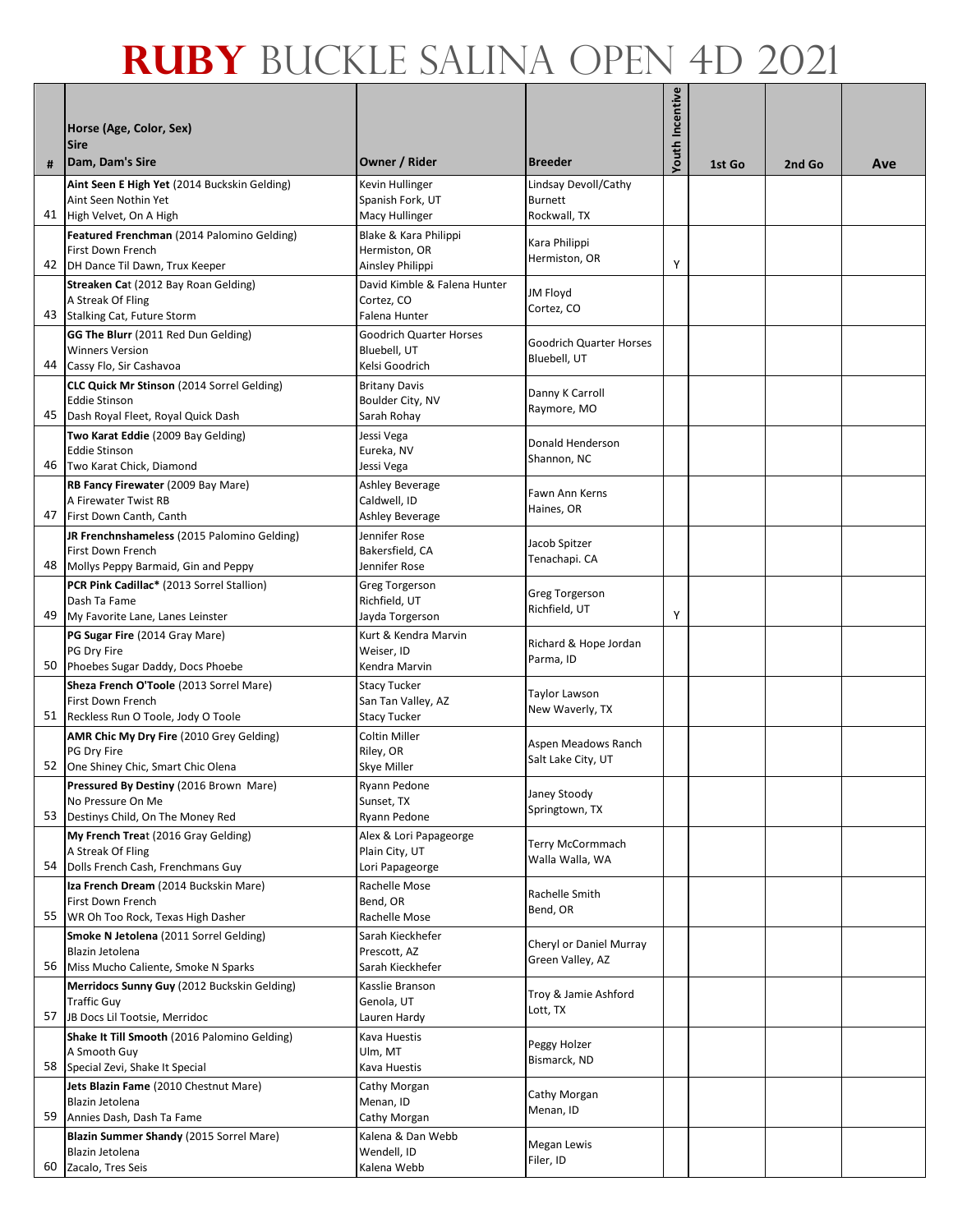# RUBY BUCKLE SALINA OPEN 4D 2021

| # | Horse (Age, Color, Sex)<br>Sire<br>Dam, Dam's Sire | Owner / Rider | Breeder | Youth Incentive | 1st Go | 2nd Go | Ave |
|---|---|---|---|---|---|---|---|
| 41 | **Aint Seen E High Yet** (2014 Buckskin Gelding)<br>Aint Seen Nothin Yet<br>High Velvet, On A High | Kevin Hullinger<br>Spanish Fork, UT<br>Macy Hullinger | Lindsay Devoll/Cathy Burnett<br>Rockwall, TX | | | | |
| 42 | **Featured Frenchman** (2014 Palomino Gelding)<br>First Down French<br>DH Dance Til Dawn, Trux Keeper | Blake & Kara Philippi<br>Hermiston, OR<br>Ainsley Philippi | Kara Philippi<br>Hermiston, OR | Y | | | |
| 43 | **Streaken Cat** (2012 Bay Roan Gelding)<br>A Streak Of Fling<br>Stalking Cat, Future Storm | David Kimble & Falena Hunter<br>Cortez, CO<br>Falena Hunter | JM Floyd<br>Cortez, CO | | | | |
| 44 | **GG The Blurr** (2011 Red Dun Gelding)<br>Winners Version<br>Cassy Flo, Sir Cashavoa | Goodrich Quarter Horses<br>Bluebell, UT<br>Kelsi Goodrich | Goodrich Quarter Horses<br>Bluebell, UT | | | | |
| 45 | **CLC Quick Mr Stinson** (2014 Sorrel Gelding)<br>Eddie Stinson<br>Dash Royal Fleet, Royal Quick Dash | Britany Davis<br>Boulder City, NV<br>Sarah Rohay | Danny K Carroll<br>Raymore, MO | | | | |
| 46 | **Two Karat Eddie** (2009 Bay Gelding)<br>Eddie Stinson<br>Two Karat Chick, Diamond | Jessi Vega<br>Eureka, NV<br>Jessi Vega | Donald Henderson<br>Shannon, NC | | | | |
| 47 | **RB Fancy Firewater** (2009 Bay Mare)<br>A Firewater Twist RB<br>First Down Canth, Canth | Ashley Beverage<br>Caldwell, ID<br>Ashley Beverage | Fawn Ann Kerns<br>Haines, OR | | | | |
| 48 | **JR Frenchnshameless** (2015 Palomino Gelding)<br>First Down French<br>Mollys Peppy Barmaid, Gin and Peppy | Jennifer Rose<br>Bakersfield, CA<br>Jennifer Rose | Jacob Spitzer<br>Tenachapi. CA | | | | |
| 49 | **PCR Pink Cadillac*** (2013 Sorrel Stallion)<br>Dash Ta Fame<br>My Favorite Lane, Lanes Leinster | Greg Torgerson<br>Richfield, UT<br>Jayda Torgerson | Greg Torgerson<br>Richfield, UT | Y | | | |
| 50 | **PG Sugar Fire** (2014 Gray Mare)<br>PG Dry Fire<br>Phoebes Sugar Daddy, Docs Phoebe | Kurt & Kendra Marvin<br>Weiser, ID<br>Kendra Marvin | Richard & Hope Jordan<br>Parma, ID | | | | |
| 51 | **Sheza French O'Toole** (2013 Sorrel Mare)<br>First Down French<br>Reckless Run O Toole, Jody O Toole | Stacy Tucker<br>San Tan Valley, AZ<br>Stacy Tucker | Taylor Lawson<br>New Waverly, TX | | | | |
| 52 | **AMR Chic My Dry Fire** (2010 Grey Gelding)<br>PG Dry Fire<br>One Shiney Chic, Smart Chic Olena | Coltin Miller<br>Riley, OR<br>Skye Miller | Aspen Meadows Ranch<br>Salt Lake City, UT | | | | |
| 53 | **Pressured By Destiny** (2016 Brown Mare)<br>No Pressure On Me<br>Destinys Child, On The Money Red | Ryann Pedone<br>Sunset, TX<br>Ryann Pedone | Janey Stoody<br>Springtown, TX | | | | |
| 54 | **My French Treat** (2016 Gray Gelding)<br>A Streak Of Fling<br>Dolls French Cash, Frenchmans Guy | Alex & Lori Papageorge<br>Plain City, UT<br>Lori Papageorge | Terry McCormmach<br>Walla Walla, WA | | | | |
| 55 | **Iza French Dream** (2014 Buckskin Mare)<br>First Down French<br>WR Oh Too Rock, Texas High Dasher | Rachelle Mose<br>Bend, OR<br>Rachelle Mose | Rachelle Smith<br>Bend, OR | | | | |
| 56 | **Smoke N Jetolena** (2011 Sorrel Gelding)<br>Blazin Jetolena<br>Miss Mucho Caliente, Smoke N Sparks | Sarah Kieckhefer<br>Prescott, AZ<br>Sarah Kieckhefer | Cheryl or Daniel Murray<br>Green Valley, AZ | | | | |
| 57 | **Merridocs Sunny Guy** (2012 Buckskin Gelding)<br>Traffic Guy<br>JB Docs Lil Tootsie, Merridoc | Kasslie Branson<br>Genola, UT<br>Lauren Hardy | Troy & Jamie Ashford<br>Lott, TX | | | | |
| 58 | **Shake It Till Smooth** (2016 Palomino Gelding)<br>A Smooth Guy<br>Special Zevi, Shake It Special | Kava Huestis<br>Ulm, MT<br>Kava Huestis | Peggy Holzer<br>Bismarck, ND | | | | |
| 59 | **Jets Blazin Fame** (2010 Chestnut Mare)<br>Blazin Jetolena<br>Annies Dash, Dash Ta Fame | Cathy Morgan<br>Menan, ID<br>Cathy Morgan | Cathy Morgan<br>Menan, ID | | | | |
| 60 | **Blazin Summer Shandy** (2015 Sorrel Mare)<br>Blazin Jetolena<br>Zacalo, Tres Seis | Kalena & Dan Webb<br>Wendell, ID<br>Kalena Webb | Megan Lewis<br>Filer, ID | | | | |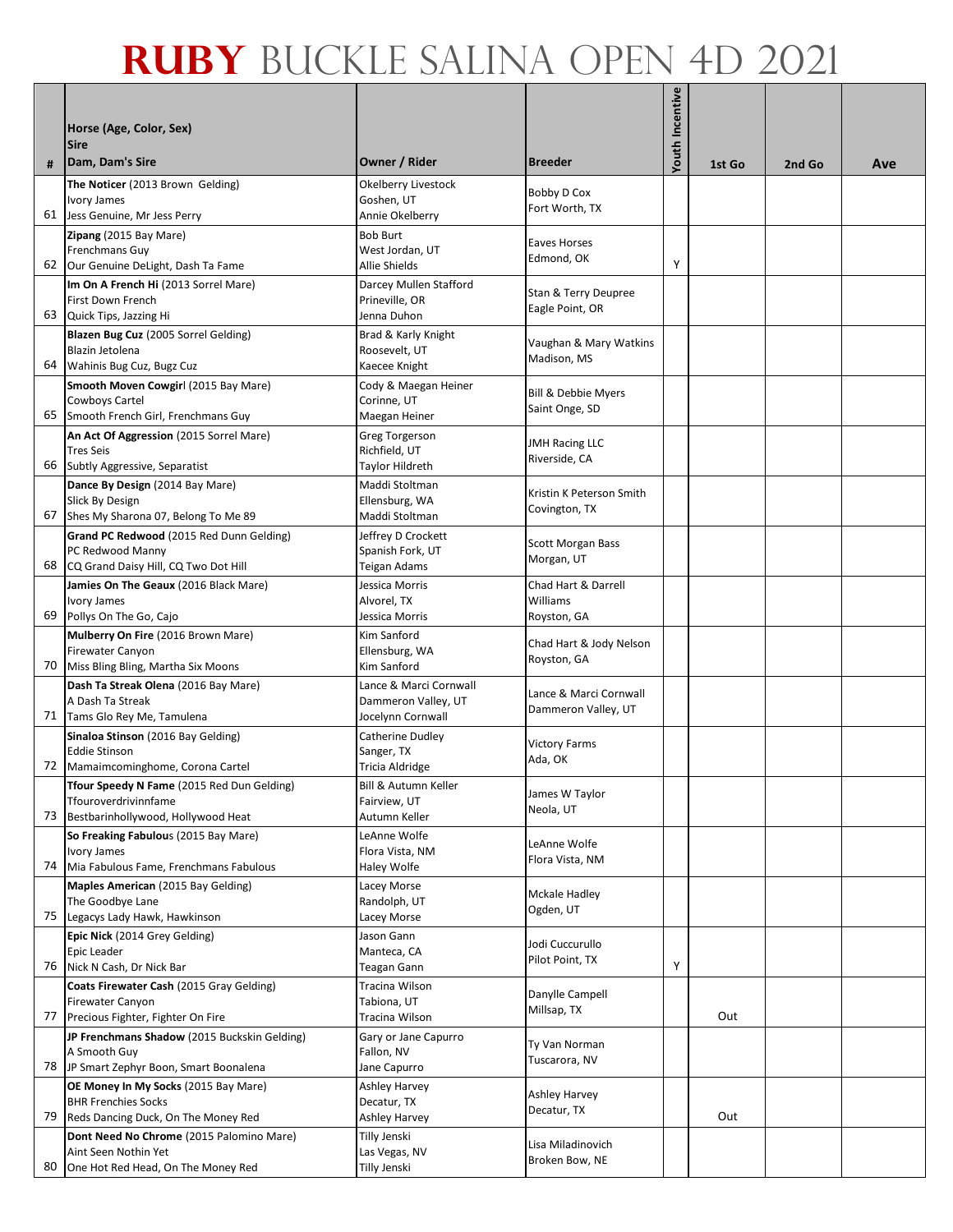# RUBY BUCKLE SALINA OPEN 4D 2021

| # | Horse (Age, Color, Sex)<br>Sire<br>Dam, Dam's Sire | Owner / Rider | Breeder | Youth Incentive | 1st Go | 2nd Go | Ave |
|---|---|---|---|---|---|---|---|
| 61 | **The Noticer** (2013 Brown Gelding)<br>Ivory James<br>Jess Genuine, Mr Jess Perry | Okelberry Livestock<br>Goshen, UT<br>Annie Okelberry | Bobby D Cox<br>Fort Worth, TX | | | | |
| 62 | **Zipang** (2015 Bay Mare)<br>Frenchmans Guy<br>Our Genuine DeLight, Dash Ta Fame | Bob Burt<br>West Jordan, UT<br>Allie Shields | Eaves Horses<br>Edmond, OK | Y | | | |
| 63 | **Im On A French Hi** (2013 Sorrel Mare)<br>First Down French<br>Quick Tips, Jazzing Hi | Darcey Mullen Stafford<br>Prineville, OR<br>Jenna Duhon | Stan & Terry Deupree<br>Eagle Point, OR | | | | |
| 64 | **Blazen Bug Cuz** (2005 Sorrel Gelding)<br>Blazin Jetolena<br>Wahinis Bug Cuz, Bugz Cuz | Brad & Karly Knight<br>Roosevelt, UT<br>Kaecee Knight | Vaughan & Mary Watkins<br>Madison, MS | | | | |
| 65 | **Smooth Moven Cowgirl** (2015 Bay Mare)<br>Cowboys Cartel<br>Smooth French Girl, Frenchmans Guy | Cody & Maegan Heiner<br>Corinne, UT<br>Maegan Heiner | Bill & Debbie Myers<br>Saint Onge, SD | | | | |
| 66 | **An Act Of Aggression** (2015 Sorrel Mare)<br>Tres Seis<br>Subtly Aggressive, Separatist | Greg Torgerson<br>Richfield, UT<br>Taylor Hildreth | JMH Racing LLC<br>Riverside, CA | | | | |
| 67 | **Dance By Design** (2014 Bay Mare)<br>Slick By Design<br>Shes My Sharona 07, Belong To Me 89 | Maddi Stoltman<br>Ellensburg, WA<br>Maddi Stoltman | Kristin K Peterson Smith<br>Covington, TX | | | | |
| 68 | **Grand PC Redwood** (2015 Red Dunn Gelding)<br>PC Redwood Manny<br>CQ Grand Daisy Hill, CQ Two Dot Hill | Jeffrey D Crockett<br>Spanish Fork, UT<br>Teigan Adams | Scott Morgan Bass<br>Morgan, UT | | | | |
| 69 | **Jamies On The Geaux** (2016 Black Mare)<br>Ivory James<br>Pollys On The Go, Cajo | Jessica Morris<br>Alvorel, TX<br>Jessica Morris | Chad Hart & Darrell Williams<br>Royston, GA | | | | |
| 70 | **Mulberry On Fire** (2016 Brown Mare)<br>Firewater Canyon<br>Miss Bling Bling, Martha Six Moons | Kim Sanford<br>Ellensburg, WA<br>Kim Sanford | Chad Hart & Jody Nelson<br>Royston, GA | | | | |
| 71 | **Dash Ta Streak Olena** (2016 Bay Mare)<br>A Dash Ta Streak<br>Tams Glo Rey Me, Tamulena | Lance & Marci Cornwall<br>Dammeron Valley, UT<br>Jocelynn Cornwall | Lance & Marci Cornwall<br>Dammeron Valley, UT | | | | |
| 72 | **Sinaloa Stinson** (2016 Bay Gelding)<br>Eddie Stinson<br>Mamaimcominghome, Corona Cartel | Catherine Dudley<br>Sanger, TX<br>Tricia Aldridge | Victory Farms<br>Ada, OK | | | | |
| 73 | **Tfour Speedy N Fame** (2015 Red Dun Gelding)<br>Tfouroverdrivinnfame<br>Bestbarinhollywood, Hollywood Heat | Bill & Autumn Keller<br>Fairview, UT<br>Autumn Keller | James W Taylor<br>Neola, UT | | | | |
| 74 | **So Freaking Fabulous** (2015 Bay Mare)<br>Ivory James<br>Mia Fabulous Fame, Frenchmans Fabulous | LeAnne Wolfe<br>Flora Vista, NM<br>Haley Wolfe | LeAnne Wolfe<br>Flora Vista, NM | | | | |
| 75 | **Maples American** (2015 Bay Gelding)<br>The Goodbye Lane<br>Legacys Lady Hawk, Hawkinson | Lacey Morse<br>Randolph, UT<br>Lacey Morse | Mckale Hadley<br>Ogden, UT | | | | |
| 76 | **Epic Nick** (2014 Grey Gelding)<br>Epic Leader<br>Nick N Cash, Dr Nick Bar | Jason Gann<br>Manteca, CA<br>Teagan Gann | Jodi Cuccurullo<br>Pilot Point, TX | Y | | | |
| 77 | **Coats Firewater Cash** (2015 Gray Gelding)<br>Firewater Canyon<br>Precious Fighter, Fighter On Fire | Tracina Wilson<br>Tabiona, UT<br>Tracina Wilson | Danylle Campell<br>Millsap, TX | | Out | | |
| 78 | **JP Frenchmans Shadow** (2015 Buckskin Gelding)<br>A Smooth Guy<br>JP Smart Zephyr Boon, Smart Boonalena | Gary or Jane Capurro<br>Fallon, NV<br>Jane Capurro | Ty Van Norman<br>Tuscarora, NV | | | | |
| 79 | **OE Money In My Socks** (2015 Bay Mare)<br>BHR Frenchies Socks<br>Reds Dancing Duck, On The Money Red | Ashley Harvey<br>Decatur, TX<br>Ashley Harvey | Ashley Harvey<br>Decatur, TX | | Out | | |
| 80 | **Dont Need No Chrome** (2015 Palomino Mare)<br>Aint Seen Nothin Yet<br>One Hot Red Head, On The Money Red | Tilly Jenski<br>Las Vegas, NV<br>Tilly Jenski | Lisa Miladinovich<br>Broken Bow, NE | | | | |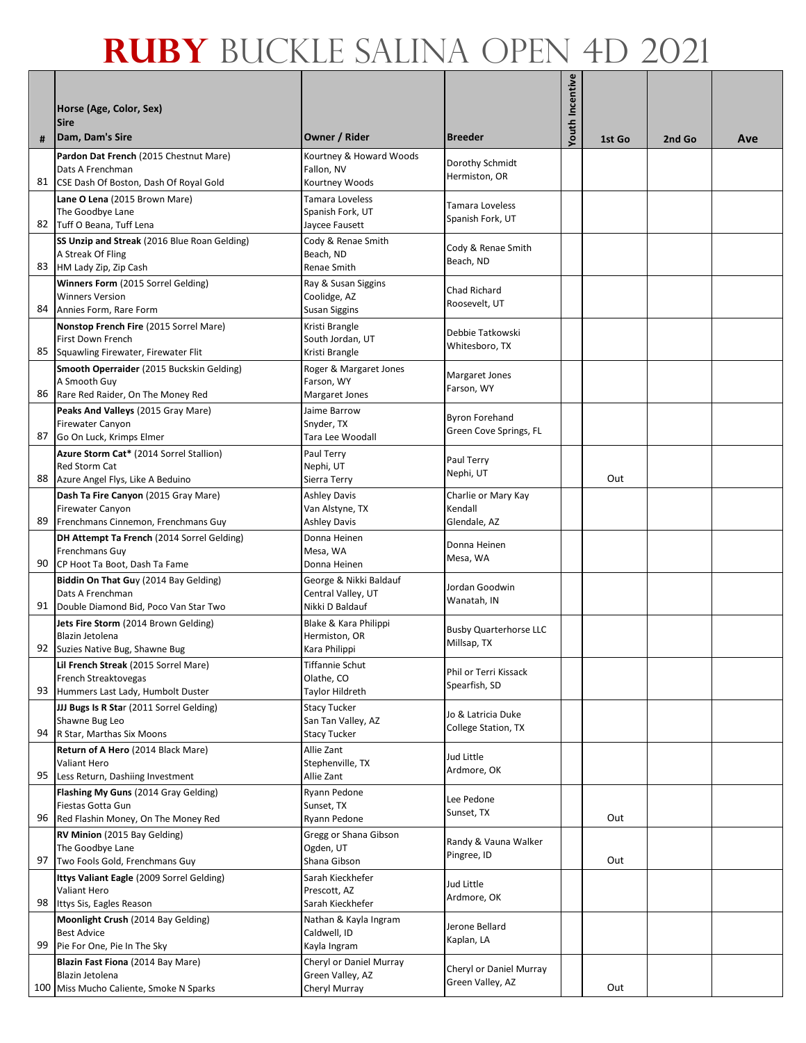# RUBY BUCKLE SALINA OPEN 4D 2021

| # | Horse (Age, Color, Sex)<br>Sire<br>Dam, Dam's Sire | Owner / Rider | Breeder | Youth Incentive | 1st Go | 2nd Go | Ave |
|---|---|---|---|---|---|---|---|
| 81 | **Pardon Dat French** (2015 Chestnut Mare)<br>Dats A Frenchman<br>CSE Dash Of Boston, Dash Of Royal Gold | Kourtney & Howard Woods<br>Fallon, NV<br>Kourtney Woods | Dorothy Schmidt<br>Hermiston, OR | | | | |
| 82 | **Lane O Lena** (2015 Brown Mare)<br>The Goodbye Lane<br>Tuff O Beana, Tuff Lena | Tamara Loveless<br>Spanish Fork, UT<br>Jaycee Fausett | Tamara Loveless<br>Spanish Fork, UT | | | | |
| 83 | **SS Unzip and Streak** (2016 Blue Roan Gelding)<br>A Streak Of Fling<br>HM Lady Zip, Zip Cash | Cody & Renae Smith<br>Beach, ND<br>Renae Smith | Cody & Renae Smith<br>Beach, ND | | | | |
| 84 | **Winners Form** (2015 Sorrel Gelding)<br>Winners Version<br>Annies Form, Rare Form | Ray & Susan Siggins<br>Coolidge, AZ<br>Susan Siggins | Chad Richard<br>Roosevelt, UT | | | | |
| 85 | **Nonstop French Fire** (2015 Sorrel Mare)<br>First Down French<br>Squawling Firewater, Firewater Flit | Kristi Brangle<br>South Jordan, UT<br>Kristi Brangle | Debbie Tatkowski<br>Whitesboro, TX | | | | |
| 86 | **Smooth Operraider** (2015 Buckskin Gelding)<br>A Smooth Guy<br>Rare Red Raider, On The Money Red | Roger & Margaret Jones<br>Farson, WY<br>Margaret Jones | Margaret Jones<br>Farson, WY | | | | |
| 87 | **Peaks And Valleys** (2015 Gray Mare)<br>Firewater Canyon<br>Go On Luck, Krimps Elmer | Jaime Barrow<br>Snyder, TX<br>Tara Lee Woodall | Byron Forehand<br>Green Cove Springs, FL | | | | |
| 88 | **Azure Storm Cat*** (2014 Sorrel Stallion)<br>Red Storm Cat<br>Azure Angel Flys, Like A Beduino | Paul Terry<br>Nephi, UT<br>Sierra Terry | Paul Terry<br>Nephi, UT | | Out | | |
| 89 | **Dash Ta Fire Canyon** (2015 Gray Mare)<br>Firewater Canyon<br>Frenchmans Cinnemon, Frenchmans Guy | Ashley Davis<br>Van Alstyne, TX<br>Ashley Davis | Charlie or Mary Kay Kendall<br>Glendale, AZ | | | | |
| 90 | **DH Attempt Ta French** (2014 Sorrel Gelding)<br>Frenchmans Guy<br>CP Hoot Ta Boot, Dash Ta Fame | Donna Heinen<br>Mesa, WA<br>Donna Heinen | Donna Heinen<br>Mesa, WA | | | | |
| 91 | **Biddin On That Guy** (2014 Bay Gelding)<br>Dats A Frenchman<br>Double Diamond Bid, Poco Van Star Two | George & Nikki Baldauf<br>Central Valley, UT<br>Nikki D Baldauf | Jordan Goodwin<br>Wanatah, IN | | | | |
| 92 | **Jets Fire Storm** (2014 Brown Gelding)<br>Blazin Jetolena<br>Suzies Native Bug, Shawne Bug | Blake & Kara Philippi<br>Hermiston, OR<br>Kara Philippi | Busby Quarterhorse LLC<br>Millsap, TX | | | | |
| 93 | **Lil French Streak** (2015 Sorrel Mare)<br>French Streaktovegas<br>Hummers Last Lady, Humbolt Duster | Tiffannie Schut<br>Olathe, CO<br>Taylor Hildreth | Phil or Terri Kissack<br>Spearfish, SD | | | | |
| 94 | **JJJ Bugs Is R Star** (2011 Sorrel Gelding)<br>Shawne Bug Leo<br>R Star, Marthas Six Moons | Stacy Tucker<br>San Tan Valley, AZ<br>Stacy Tucker | Jo & Latricia Duke<br>College Station, TX | | | | |
| 95 | **Return of A Hero** (2014 Black Mare)<br>Valiant Hero<br>Less Return, Dashiing Investment | Allie Zant<br>Stephenville, TX<br>Allie Zant | Jud Little<br>Ardmore, OK | | | | |
| 96 | **Flashing My Guns** (2014 Gray Gelding)<br>Fiestas Gotta Gun<br>Red Flashin Money, On The Money Red | Ryann Pedone<br>Sunset, TX<br>Ryann Pedone | Lee Pedone<br>Sunset, TX | | Out | | |
| 97 | **RV Minion** (2015 Bay Gelding)<br>The Goodbye Lane<br>Two Fools Gold, Frenchmans Guy | Gregg or Shana Gibson<br>Ogden, UT<br>Shana Gibson | Randy & Vauna Walker<br>Pingree, ID | | Out | | |
| 98 | **Ittys Valiant Eagle** (2009 Sorrel Gelding)<br>Valiant Hero<br>Ittys Sis, Eagles Reason | Sarah Kieckhefer<br>Prescott, AZ<br>Sarah Kieckhefer | Jud Little<br>Ardmore, OK | | | | |
| 99 | **Moonlight Crush** (2014 Bay Gelding)<br>Best Advice<br>Pie For One, Pie In The Sky | Nathan & Kayla Ingram<br>Caldwell, ID<br>Kayla Ingram | Jerone Bellard<br>Kaplan, LA | | | | |
| 100 | **Blazin Fast Fiona** (2014 Bay Mare)<br>Blazin Jetolena<br>Miss Mucho Caliente, Smoke N Sparks | Cheryl or Daniel Murray<br>Green Valley, AZ<br>Cheryl Murray | Cheryl or Daniel Murray<br>Green Valley, AZ | | Out | | |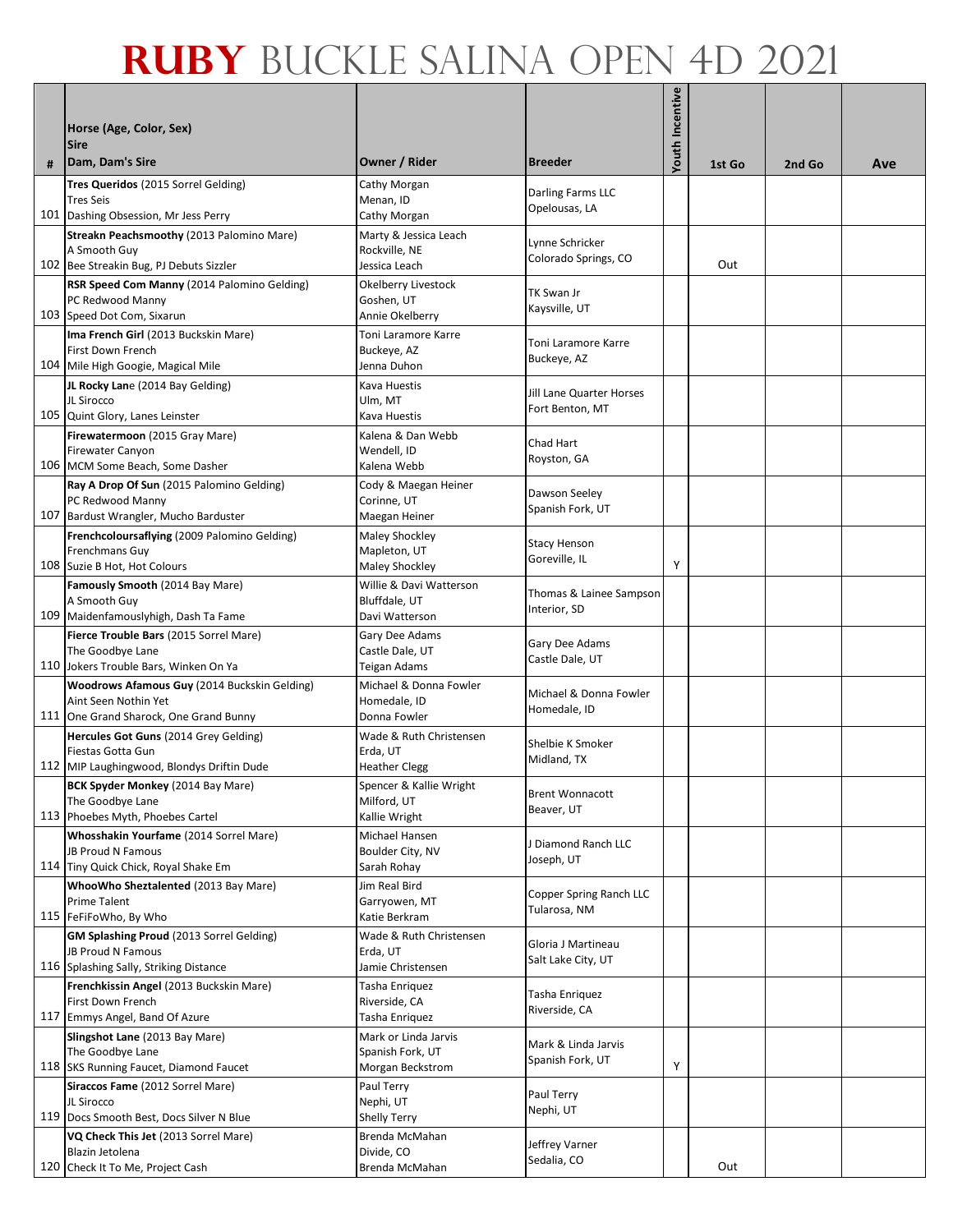# RUBY BUCKLE SALINA OPEN 4D 2021

| # | Horse (Age, Color, Sex)<br>Sire<br>Dam, Dam's Sire | Owner / Rider | Breeder | Youth Incentive | 1st Go | 2nd Go | Ave |
|---|---|---|---|---|---|---|---|
| 101 | **Tres Queridos** (2015 Sorrel Gelding)<br>Tres Seis<br>Dashing Obsession, Mr Jess Perry | Cathy Morgan<br>Menan, ID<br>Cathy Morgan | Darling Farms LLC<br>Opelousas, LA | | | | |
| 102 | **Streakn Peachsmoothy** (2013 Palomino Mare)<br>A Smooth Guy<br>Bee Streakin Bug, PJ Debuts Sizzler | Marty & Jessica Leach<br>Rockville, NE<br>Jessica Leach | Lynne Schricker<br>Colorado Springs, CO | | Out | | |
| 103 | **RSR Speed Com Manny** (2014 Palomino Gelding)<br>PC Redwood Manny<br>Speed Dot Com, Sixarun | Okelberry Livestock<br>Goshen, UT<br>Annie Okelberry | TK Swan Jr<br>Kaysville, UT | | | | |
| 104 | **Ima French Girl** (2013 Buckskin Mare)<br>First Down French<br>Mile High Googie, Magical Mile | Toni Laramore Karre<br>Buckeye, AZ<br>Jenna Duhon | Toni Laramore Karre<br>Buckeye, AZ | | | | |
| 105 | **JL Rocky Lane** (2014 Bay Gelding)<br>JL Sirocco<br>Quint Glory, Lanes Leinster | Kava Huestis<br>Ulm, MT<br>Kava Huestis | Jill Lane Quarter Horses<br>Fort Benton, MT | | | | |
| 106 | **Firewatermoon** (2015 Gray Mare)<br>Firewater Canyon<br>MCM Some Beach, Some Dasher | Kalena & Dan Webb<br>Wendell, ID<br>Kalena Webb | Chad Hart<br>Royston, GA | | | | |
| 107 | **Ray A Drop Of Sun** (2015 Palomino Gelding)<br>PC Redwood Manny<br>Bardust Wrangler, Mucho Barduster | Cody & Maegan Heiner<br>Corinne, UT<br>Maegan Heiner | Dawson Seeley<br>Spanish Fork, UT | | | | |
| 108 | **Frenchcoloursaflying** (2009 Palomino Gelding)<br>Frenchmans Guy<br>Suzie B Hot, Hot Colours | Maley Shockley<br>Mapleton, UT<br>Maley Shockley | Stacy Henson<br>Goreville, IL | Y | | | |
| 109 | **Famously Smooth** (2014 Bay Mare)<br>A Smooth Guy<br>Maidenfamouslyhigh, Dash Ta Fame | Willie & Davi Watterson<br>Bluffdale, UT<br>Davi Watterson | Thomas & Lainee Sampson<br>Interior, SD | | | | |
| 110 | **Fierce Trouble Bars** (2015 Sorrel Mare)<br>The Goodbye Lane<br>Jokers Trouble Bars, Winken On Ya | Gary Dee Adams<br>Castle Dale, UT<br>Teigan Adams | Gary Dee Adams<br>Castle Dale, UT | | | | |
| 111 | **Woodrows Afamous Guy** (2014 Buckskin Gelding)<br>Aint Seen Nothin Yet<br>One Grand Sharock, One Grand Bunny | Michael & Donna Fowler<br>Homedale, ID<br>Donna Fowler | Michael & Donna Fowler<br>Homedale, ID | | | | |
| 112 | **Hercules Got Guns** (2014 Grey Gelding)<br>Fiestas Gotta Gun<br>MIP Laughingwood, Blondys Driftin Dude | Wade & Ruth Christensen<br>Erda, UT<br>Heather Clegg | Shelbie K Smoker<br>Midland, TX | | | | |
| 113 | **BCK Spyder Monkey** (2014 Bay Mare)<br>The Goodbye Lane<br>Phoebes Myth, Phoebes Cartel | Spencer & Kallie Wright<br>Milford, UT<br>Kallie Wright | Brent Wonnacott<br>Beaver, UT | | | | |
| 114 | **Whosshakin Yourfame** (2014 Sorrel Mare)<br>JB Proud N Famous<br>Tiny Quick Chick, Royal Shake Em | Michael Hansen<br>Boulder City, NV<br>Sarah Rohay | J Diamond Ranch LLC<br>Joseph, UT | | | | |
| 115 | **WhooWho Sheztalented** (2013 Bay Mare)<br>Prime Talent<br>FeFiFoWho, By Who | Jim Real Bird<br>Garryowen, MT<br>Katie Berkram | Copper Spring Ranch LLC<br>Tularosa, NM | | | | |
| 116 | **GM Splashing Proud** (2013 Sorrel Gelding)<br>JB Proud N Famous<br>Splashing Sally, Striking Distance | Wade & Ruth Christensen<br>Erda, UT<br>Jamie Christensen | Gloria J Martineau<br>Salt Lake City, UT | | | | |
| 117 | **Frenchkissin Angel** (2013 Buckskin Mare)<br>First Down French<br>Emmys Angel, Band Of Azure | Tasha Enriquez<br>Riverside, CA<br>Tasha Enriquez | Tasha Enriquez<br>Riverside, CA | | | | |
| 118 | **Slingshot Lane** (2013 Bay Mare)<br>The Goodbye Lane<br>SKS Running Faucet, Diamond Faucet | Mark or Linda Jarvis<br>Spanish Fork, UT<br>Morgan Beckstrom | Mark & Linda Jarvis<br>Spanish Fork, UT | Y | | | |
| 119 | **Siraccos Fame** (2012 Sorrel Mare)<br>JL Sirocco<br>Docs Smooth Best, Docs Silver N Blue | Paul Terry<br>Nephi, UT<br>Shelly Terry | Paul Terry<br>Nephi, UT | | | | |
| 120 | **VQ Check This Jet** (2013 Sorrel Mare)<br>Blazin Jetolena<br>Check It To Me, Project Cash | Brenda McMahan<br>Divide, CO<br>Brenda McMahan | Jeffrey Varner<br>Sedalia, CO | | Out | | |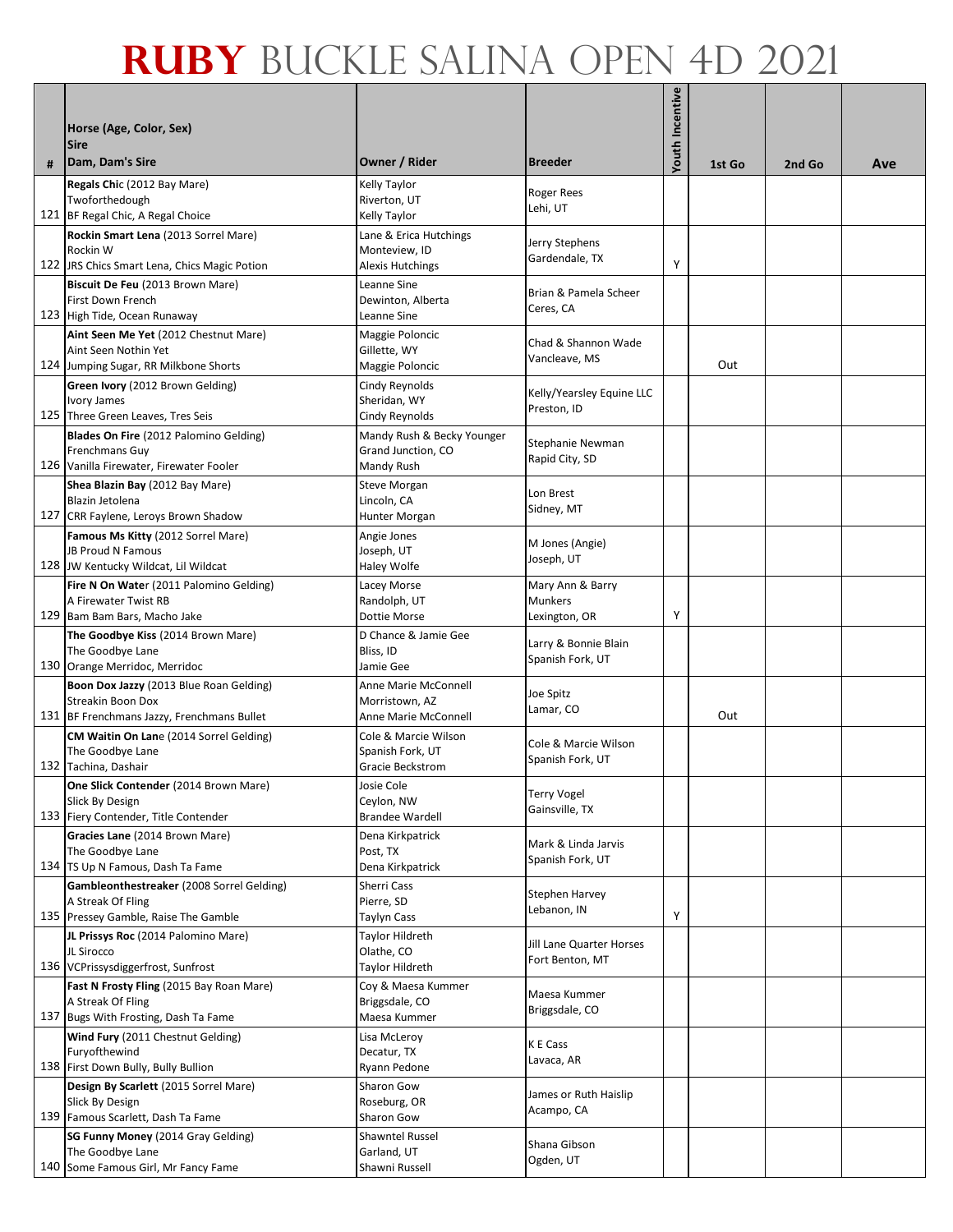# RUBY BUCKLE SALINA OPEN 4D 2021

| # | Horse (Age, Color, Sex)<br>Sire<br>Dam, Dam's Sire | Owner / Rider | Breeder | Youth Incentive | 1st Go | 2nd Go | Ave |
|---|---|---|---|---|---|---|---|
| 121 | **Regals Chic** (2012 Bay Mare)<br>Twoforthedough<br>BF Regal Chic, A Regal Choice | Kelly Taylor<br>Riverton, UT<br>Kelly Taylor | Roger Rees<br>Lehi, UT | | | | |
| 122 | **Rockin Smart Lena** (2013 Sorrel Mare)<br>Rockin W<br>JRS Chics Smart Lena, Chics Magic Potion | Lane & Erica Hutchings<br>Monteview, ID<br>Alexis Hutchings | Jerry Stephens<br>Gardendale, TX | Y | | | |
| 123 | **Biscuit De Feu** (2013 Brown Mare)<br>First Down French<br>High Tide, Ocean Runaway | Leanne Sine<br>Dewinton, Alberta<br>Leanne Sine | Brian & Pamela Scheer<br>Ceres, CA | | | | |
| 124 | **Aint Seen Me Yet** (2012 Chestnut Mare)<br>Aint Seen Nothin Yet<br>Jumping Sugar, RR Milkbone Shorts | Maggie Poloncic<br>Gillette, WY<br>Maggie Poloncic | Chad & Shannon Wade<br>Vancleave, MS | | Out | | |
| 125 | **Green Ivory** (2012 Brown Gelding)<br>Ivory James<br>Three Green Leaves, Tres Seis | Cindy Reynolds<br>Sheridan, WY<br>Cindy Reynolds | Kelly/Yearsley Equine LLC<br>Preston, ID | | | | |
| 126 | **Blades On Fire** (2012 Palomino Gelding)<br>Frenchmans Guy<br>Vanilla Firewater, Firewater Fooler | Mandy Rush & Becky Younger<br>Grand Junction, CO<br>Mandy Rush | Stephanie Newman<br>Rapid City, SD | | | | |
| 127 | **Shea Blazin Bay** (2012 Bay Mare)<br>Blazin Jetolena<br>CRR Faylene, Leroys Brown Shadow | Steve Morgan<br>Lincoln, CA<br>Hunter Morgan | Lon Brest<br>Sidney, MT | | | | |
| 128 | **Famous Ms Kitty** (2012 Sorrel Mare)<br>JB Proud N Famous<br>JW Kentucky Wildcat, Lil Wildcat | Angie Jones<br>Joseph, UT<br>Haley Wolfe | M Jones (Angie)<br>Joseph, UT | | | | |
| 129 | **Fire N On Water** (2011 Palomino Gelding)<br>A Firewater Twist RB<br>Bam Bam Bars, Macho Jake | Lacey Morse<br>Randolph, UT<br>Dottie Morse | Mary Ann & Barry Munkers<br>Lexington, OR | Y | | | |
| 130 | **The Goodbye Kiss** (2014 Brown Mare)<br>The Goodbye Lane<br>Orange Merridoc, Merridoc | D Chance & Jamie Gee<br>Bliss, ID<br>Jamie Gee | Larry & Bonnie Blain<br>Spanish Fork, UT | | | | |
| 131 | **Boon Dox Jazzy** (2013 Blue Roan Gelding)<br>Streakin Boon Dox<br>BF Frenchmans Jazzy, Frenchmans Bullet | Anne Marie McConnell<br>Morristown, AZ<br>Anne Marie McConnell | Joe Spitz<br>Lamar, CO | | Out | | |
| 132 | **CM Waitin On Lane** (2014 Sorrel Gelding)<br>The Goodbye Lane<br>Tachina, Dashair | Cole & Marcie Wilson<br>Spanish Fork, UT<br>Gracie Beckstrom | Cole & Marcie Wilson<br>Spanish Fork, UT | | | | |
| 133 | **One Slick Contender** (2014 Brown Mare)<br>Slick By Design<br>Fiery Contender, Title Contender | Josie Cole<br>Ceylon, NW<br>Brandee Wardell | Terry Vogel<br>Gainsville, TX | | | | |
| 134 | **Gracies Lane** (2014 Brown Mare)<br>The Goodbye Lane<br>TS Up N Famous, Dash Ta Fame | Dena Kirkpatrick<br>Post, TX<br>Dena Kirkpatrick | Mark & Linda Jarvis<br>Spanish Fork, UT | | | | |
| 135 | **Gambleonthestreaker** (2008 Sorrel Gelding)<br>A Streak Of Fling<br>Pressey Gamble, Raise The Gamble | Sherri Cass<br>Pierre, SD<br>Taylyn Cass | Stephen Harvey<br>Lebanon, IN | Y | | | |
| 136 | **JL Prissys Roc** (2014 Palomino Mare)<br>JL Sirocco<br>VCPrissysdiggerfrost, Sunfrost | Taylor Hildreth<br>Olathe, CO<br>Taylor Hildreth | Jill Lane Quarter Horses<br>Fort Benton, MT | | | | |
| 137 | **Fast N Frosty Fling** (2015 Bay Roan Mare)<br>A Streak Of Fling<br>Bugs With Frosting, Dash Ta Fame | Coy & Maesa Kummer<br>Briggsdale, CO<br>Maesa Kummer | Maesa Kummer<br>Briggsdale, CO | | | | |
| 138 | **Wind Fury** (2011 Chestnut Gelding)<br>Furyofthewind<br>First Down Bully, Bully Bullion | Lisa McLeroy<br>Decatur, TX<br>Ryann Pedone | K E Cass<br>Lavaca, AR | | | | |
| 139 | **Design By Scarlett** (2015 Sorrel Mare)<br>Slick By Design<br>Famous Scarlett, Dash Ta Fame | Sharon Gow<br>Roseburg, OR<br>Sharon Gow | James or Ruth Haislip<br>Acampo, CA | | | | |
| 140 | **SG Funny Money** (2014 Gray Gelding)<br>The Goodbye Lane<br>Some Famous Girl, Mr Fancy Fame | Shawntel Russel<br>Garland, UT<br>Shawni Russell | Shana Gibson<br>Ogden, UT | | | | |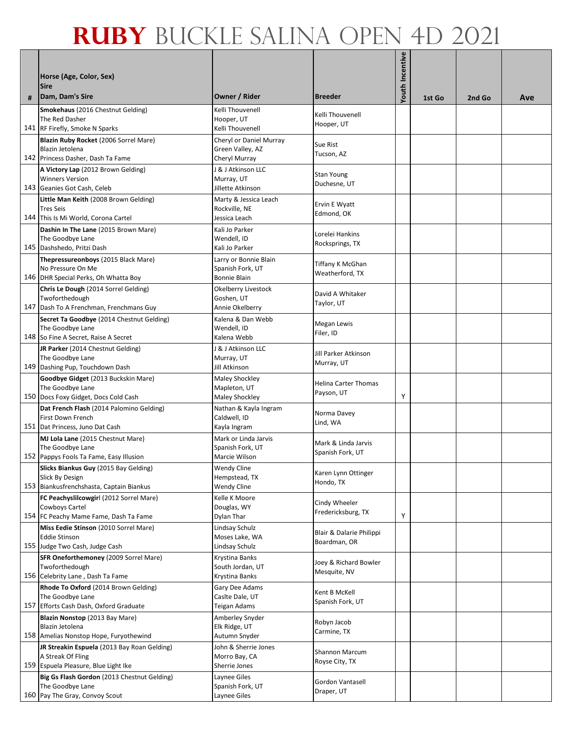# RUBY BUCKLE SALINA OPEN 4D 2021

| # | Horse (Age, Color, Sex)<br>Sire<br>Dam, Dam's Sire | Owner / Rider | Breeder | Youth Incentive | 1st Go | 2nd Go | Ave |
|---|---|---|---|---|---|---|---|
| 141 | **Smokehaus** (2016 Chestnut Gelding)<br>The Red Dasher<br>RF Firefly, Smoke N Sparks | Kelli Thouvenell<br>Hooper, UT<br>Kelli Thouvenell | Kelli Thouvenell<br>Hooper, UT | | | | |
| 142 | **Blazin Ruby Rocket** (2006 Sorrel Mare)<br>Blazin Jetolena<br>Princess Dasher, Dash Ta Fame | Cheryl or Daniel Murray<br>Green Valley, AZ<br>Cheryl Murray | Sue Rist<br>Tucson, AZ | | | | |
| 143 | **A Victory Lap** (2012 Brown Gelding)<br>Winners Version<br>Geanies Got Cash, Celeb | J & J Atkinson LLC<br>Murray, UT<br>Jillette Atkinson | Stan Young<br>Duchesne, UT | | | | |
| 144 | **Little Man Keith** (2008 Brown Gelding)<br>Tres Seis<br>This Is My World, Corona Cartel | Marty & Jessica Leach<br>Rockville, NE<br>Jessica Leach | Ervin E Wyatt<br>Edmond, OK | | | | |
| 145 | **Dashin In The Lane** (2015 Brown Mare)<br>The Goodbye Lane<br>Dashshedo, Pritzi Dash | Kali Jo Parker<br>Wendell, ID<br>Kali Jo Parker | Lorelei Hankins<br>Rocksprings, TX | | | | |
| 146 | **Thepressureonboys** (2015 Black Mare)<br>No Pressure On Me<br>DHR Special Perks, Oh Whatta Boy | Larry or Bonnie Blain<br>Spanish Fork, UT<br>Bonnie Blain | Tiffany K McGhan<br>Weatherford, TX | | | | |
| 147 | **Chris Le Dough** (2014 Sorrel Gelding)<br>Twoforthedough<br>Dash To A Frenchman, Frenchmans Guy | Okelberry Livestock<br>Goshen, UT<br>Annie Okelberry | David A Whitaker<br>Taylor, UT | | | | |
| 148 | **Secret Ta Goodbye** (2014 Chestnut Gelding)<br>The Goodbye Lane<br>So Fine A Secret, Raise A Secret | Kalena & Dan Webb<br>Wendell, ID<br>Kalena Webb | Megan Lewis<br>Filer, ID | | | | |
| 149 | **JR Parker** (2014 Chestnut Gelding)<br>The Goodbye Lane<br>Dashing Pup, Touchdown Dash | J & J Atkinson LLC<br>Murray, UT<br>Jill Atkinson | Jill Parker Atkinson<br>Murray, UT | | | | |
| 150 | **Goodbye Gidget** (2013 Buckskin Mare)<br>The Goodbye Lane<br>Docs Foxy Gidget, Docs Cold Cash | Maley Shockley<br>Mapleton, UT<br>Maley Shockley | Helina Carter Thomas<br>Payson, UT | Y | | | |
| 151 | **Dat French Flash** (2014 Palomino Gelding)<br>First Down French<br>Dat Princess, Juno Dat Cash | Nathan & Kayla Ingram<br>Caldwell, ID<br>Kayla Ingram | Norma Davey<br>Lind, WA | | | | |
| 152 | **MJ Lola Lane** (2015 Chestnut Mare)<br>The Goodbye Lane<br>Pappys Fools Ta Fame, Easy Illusion | Mark or Linda Jarvis<br>Spanish Fork, UT<br>Marcie Wilson | Mark & Linda Jarvis<br>Spanish Fork, UT | | | | |
| 153 | **Slicks Biankus Guy** (2015 Bay Gelding)<br>Slick By Design<br>Biankusfrenchshasta, Captain Biankus | Wendy Cline<br>Hempstead, TX<br>Wendy Cline | Karen Lynn Ottinger<br>Hondo, TX | | | | |
| 154 | **FC Peachyslilcowgirl** (2012 Sorrel Mare)<br>Cowboys Cartel<br>FC Peachy Mame Fame, Dash Ta Fame | Kelle K Moore<br>Douglas, WY<br>Dylan Thar | Cindy Wheeler<br>Fredericksburg, TX | Y | | | |
| 155 | **Miss Eedie Stinson** (2010 Sorrel Mare)<br>Eddie Stinson<br>Judge Two Cash, Judge Cash | Lindsay Schulz<br>Moses Lake, WA<br>Lindsay Schulz | Blair & Dalarie Philippi<br>Boardman, OR | | | | |
| 156 | **SFR Oneforthemoney** (2009 Sorrel Mare)<br>Twoforthedough<br>Celebrity Lane , Dash Ta Fame | Krystina Banks<br>South Jordan, UT<br>Krystina Banks | Joey & Richard Bowler<br>Mesquite, NV | | | | |
| 157 | **Rhode To Oxford** (2014 Brown Gelding)<br>The Goodbye Lane<br>Efforts Cash Dash, Oxford Graduate | Gary Dee Adams<br>Caslte Dale, UT<br>Teigan Adams | Kent B McKell<br>Spanish Fork, UT | | | | |
| 158 | **Blazin Nonstop** (2013 Bay Mare)<br>Blazin Jetolena<br>Amelias Nonstop Hope, Furyothewind | Amberley Snyder<br>Elk Ridge, UT<br>Autumn Snyder | Robyn Jacob<br>Carmine, TX | | | | |
| 159 | **JR Streakin Espuela** (2013 Bay Roan Gelding)<br>A Streak Of Fling<br>Espuela Pleasure, Blue Light Ike | John & Sherrie Jones<br>Morro Bay, CA<br>Sherrie Jones | Shannon Marcum<br>Royse City, TX | | | | |
| 160 | **Big Gs Flash Gordon** (2013 Chestnut Gelding)<br>The Goodbye Lane<br>Pay The Gray, Convoy Scout | Laynee Giles<br>Spanish Fork, UT<br>Laynee Giles | Gordon Vantasell<br>Draper, UT | | | | |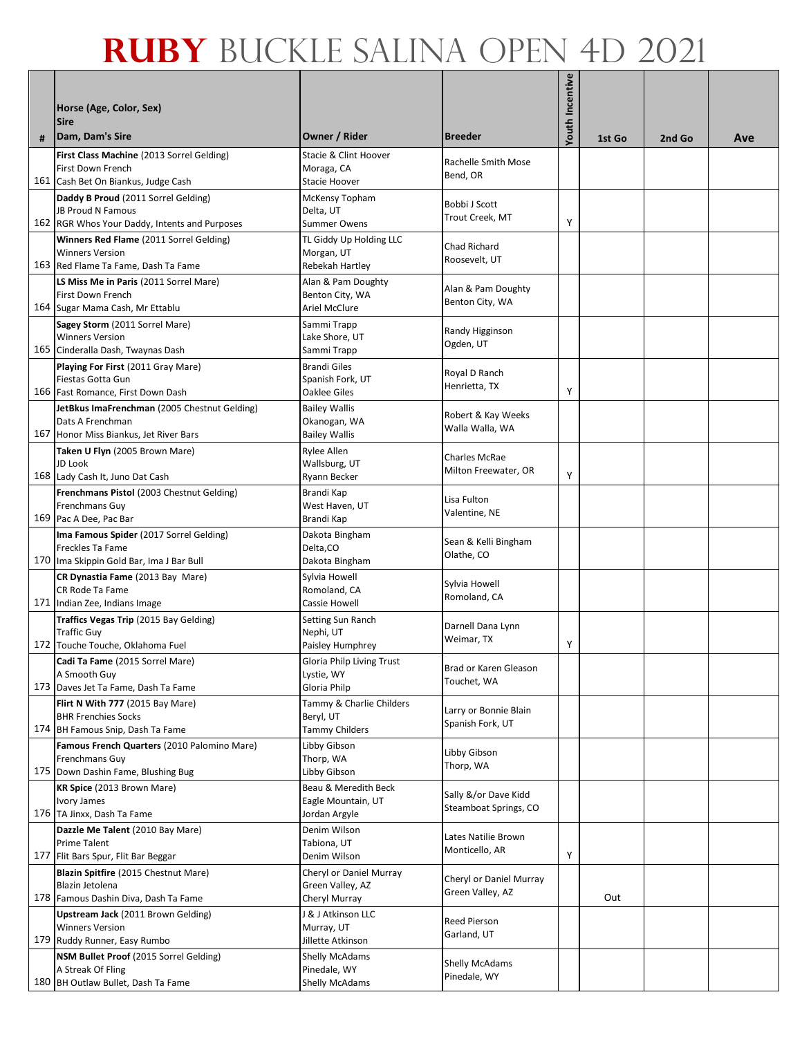# RUBY BUCKLE SALINA OPEN 4D 2021

| # | Horse (Age, Color, Sex)<br>Sire<br>Dam, Dam's Sire | Owner / Rider | Breeder | Youth Incentive | 1st Go | 2nd Go | Ave |
|---|---|---|---|---|---|---|---|
| 161 | **First Class Machine** (2013 Sorrel Gelding)<br>First Down French<br>Cash Bet On Biankus, Judge Cash | Stacie & Clint Hoover<br>Moraga, CA<br>Stacie Hoover | Rachelle Smith Mose<br>Bend, OR | | | | |
| 162 | **Daddy B Proud** (2011 Sorrel Gelding)<br>JB Proud N Famous<br>RGR Whos Your Daddy, Intents and Purposes | McKensy Topham<br>Delta, UT<br>Summer Owens | Bobbi J Scott<br>Trout Creek, MT | Y | | | |
| 163 | **Winners Red Flame** (2011 Sorrel Gelding)<br>Winners Version<br>Red Flame Ta Fame, Dash Ta Fame | TL Giddy Up Holding LLC<br>Morgan, UT<br>Rebekah Hartley | Chad Richard<br>Roosevelt, UT | | | | |
| 164 | **LS Miss Me in Paris** (2011 Sorrel Mare)<br>First Down French<br>Sugar Mama Cash, Mr Ettablu | Alan & Pam Doughty<br>Benton City, WA<br>Ariel McClure | Alan & Pam Doughty<br>Benton City, WA | | | | |
| 165 | **Sagey Storm** (2011 Sorrel Mare)<br>Winners Version<br>Cinderalla Dash, Twaynas Dash | Sammi Trapp<br>Lake Shore, UT<br>Sammi Trapp | Randy Higginson<br>Ogden, UT | | | | |
| 166 | **Playing For First** (2011 Gray Mare)<br>Fiestas Gotta Gun<br>Fast Romance, First Down Dash | Brandi Giles<br>Spanish Fork, UT<br>Oaklee Giles | Royal D Ranch<br>Henrietta, TX | Y | | | |
| 167 | **JetBkus ImaFrenchman** (2005 Chestnut Gelding)<br>Dats A Frenchman<br>Honor Miss Biankus, Jet River Bars | Bailey Wallis<br>Okanogan, WA<br>Bailey Wallis | Robert & Kay Weeks<br>Walla Walla, WA | | | | |
| 168 | **Taken U Flyn** (2005 Brown Mare)<br>JD Look<br>Lady Cash It, Juno Dat Cash | Rylee Allen<br>Wallsburg, UT<br>Ryann Becker | Charles McRae<br>Milton Freewater, OR | Y | | | |
| 169 | **Frenchmans Pistol** (2003 Chestnut Gelding)<br>Frenchmans Guy<br>Pac A Dee, Pac Bar | Brandi Kap<br>West Haven, UT<br>Brandi Kap | Lisa Fulton<br>Valentine, NE | | | | |
| 170 | **Ima Famous Spider** (2017 Sorrel Gelding)<br>Freckles Ta Fame<br>Ima Skippin Gold Bar, Ima J Bar Bull | Dakota Bingham<br>Delta,CO<br>Dakota Bingham | Sean & Kelli Bingham<br>Olathe, CO | | | | |
| 171 | **CR Dynastia Fame** (2013 Bay Mare)<br>CR Rode Ta Fame<br>Indian Zee, Indians Image | Sylvia Howell<br>Romoland, CA<br>Cassie Howell | Sylvia Howell<br>Romoland, CA | | | | |
| 172 | **Traffics Vegas Trip** (2015 Bay Gelding)<br>Traffic Guy<br>Touche Touche, Oklahoma Fuel | Setting Sun Ranch<br>Nephi, UT<br>Paisley Humphrey | Darnell Dana Lynn<br>Weimar, TX | Y | | | |
| 173 | **Cadi Ta Fame** (2015 Sorrel Mare)<br>A Smooth Guy<br>Daves Jet Ta Fame, Dash Ta Fame | Gloria Philp Living Trust<br>Lystie, WY<br>Gloria Philp | Brad or Karen Gleason<br>Touchet, WA | | | | |
| 174 | **Flirt N With 777** (2015 Bay Mare)<br>BHR Frenchies Socks<br>BH Famous Snip, Dash Ta Fame | Tammy & Charlie Childers<br>Beryl, UT<br>Tammy Childers | Larry or Bonnie Blain<br>Spanish Fork, UT | | | | |
| 175 | **Famous French Quarters** (2010 Palomino Mare)<br>Frenchmans Guy<br>Down Dashin Fame, Blushing Bug | Libby Gibson<br>Thorp, WA<br>Libby Gibson | Libby Gibson<br>Thorp, WA | | | | |
| 176 | **KR Spice** (2013 Brown Mare)<br>Ivory James<br>TA Jinxx, Dash Ta Fame | Beau & Meredith Beck<br>Eagle Mountain, UT<br>Jordan Argyle | Sally &/or Dave Kidd<br>Steamboat Springs, CO | | | | |
| 177 | **Dazzle Me Talent** (2010 Bay Mare)<br>Prime Talent<br>Flit Bars Spur, Flit Bar Beggar | Denim Wilson<br>Tabiona, UT<br>Denim Wilson | Lates Natilie Brown<br>Monticello, AR | Y | | | |
| 178 | **Blazin Spitfire** (2015 Chestnut Mare)<br>Blazin Jetolena<br>Famous Dashin Diva, Dash Ta Fame | Cheryl or Daniel Murray<br>Green Valley, AZ<br>Cheryl Murray | Cheryl or Daniel Murray<br>Green Valley, AZ | | Out | | |
| 179 | **Upstream Jack** (2011 Brown Gelding)<br>Winners Version<br>Ruddy Runner, Easy Rumbo | J & J Atkinson LLC<br>Murray, UT<br>Jillette Atkinson | Reed Pierson<br>Garland, UT | | | | |
| 180 | **NSM Bullet Proof** (2015 Sorrel Gelding)<br>A Streak Of Fling<br>BH Outlaw Bullet, Dash Ta Fame | Shelly McAdams<br>Pinedale, WY<br>Shelly McAdams | Shelly McAdams<br>Pinedale, WY | | | | |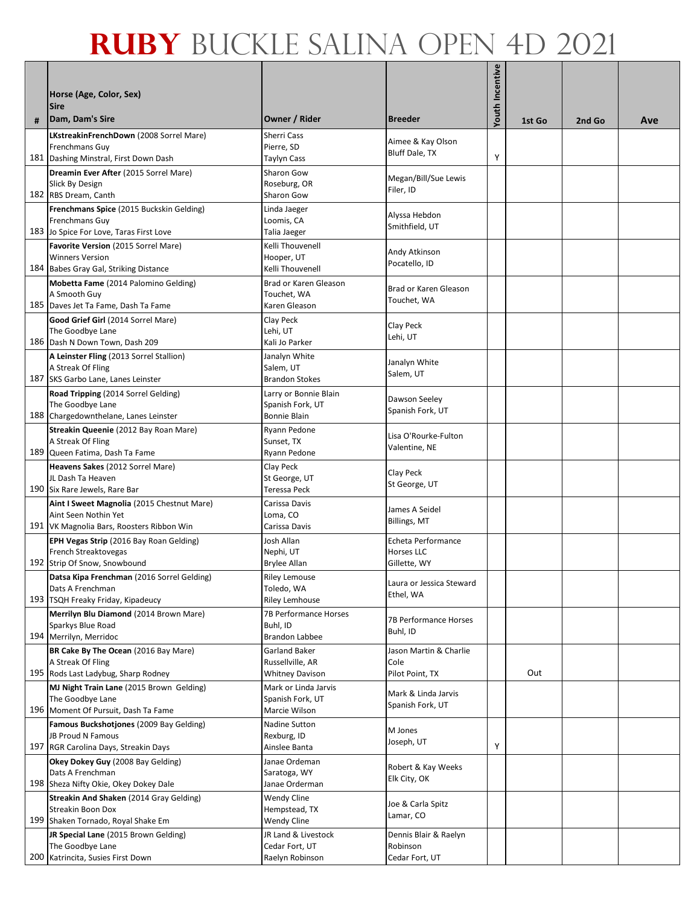# RUBY BUCKLE SALINA OPEN 4D 2021

| # | Horse (Age, Color, Sex)<br>Sire<br>Dam, Dam's Sire | Owner / Rider | Breeder | Youth Incentive | 1st Go | 2nd Go | Ave |
|---|---|---|---|---|---|---|---|
| 181 | **LKstreakinFrenchDown** (2008 Sorrel Mare)<br>Frenchmans Guy<br>Dashing Minstral, First Down Dash | Sherri Cass<br>Pierre, SD<br>Taylyn Cass | Aimee & Kay Olson<br>Bluff Dale, TX | Y | | | |
| 182 | **Dreamin Ever After** (2015 Sorrel Mare)<br>Slick By Design<br>RBS Dream, Canth | Sharon Gow<br>Roseburg, OR<br>Sharon Gow | Megan/Bill/Sue Lewis<br>Filer, ID | | | | |
| 183 | **Frenchmans Spice** (2015 Buckskin Gelding)<br>Frenchmans Guy<br>Jo Spice For Love, Taras First Love | Linda Jaeger<br>Loomis, CA<br>Talia Jaeger | Alyssa Hebdon<br>Smithfield, UT | | | | |
| 184 | **Favorite Version** (2015 Sorrel Mare)<br>Winners Version<br>Babes Gray Gal, Striking Distance | Kelli Thouvenell<br>Hooper, UT<br>Kelli Thouvenell | Andy Atkinson<br>Pocatello, ID | | | | |
| 185 | **Mobetta Fame** (2014 Palomino Gelding)<br>A Smooth Guy<br>Daves Jet Ta Fame, Dash Ta Fame | Brad or Karen Gleason<br>Touchet, WA<br>Karen Gleason | Brad or Karen Gleason<br>Touchet, WA | | | | |
| 186 | **Good Grief Girl** (2014 Sorrel Mare)<br>The Goodbye Lane<br>Dash N Down Town, Dash 209 | Clay Peck<br>Lehi, UT<br>Kali Jo Parker | Clay Peck<br>Lehi, UT | | | | |
| 187 | **A Leinster Fling** (2013 Sorrel Stallion)<br>A Streak Of Fling<br>SKS Garbo Lane, Lanes Leinster | Janalyn White<br>Salem, UT<br>Brandon Stokes | Janalyn White<br>Salem, UT | | | | |
| 188 | **Road Tripping** (2014 Sorrel Gelding)<br>The Goodbye Lane<br>Chargedownthelane, Lanes Leinster | Larry or Bonnie Blain<br>Spanish Fork, UT<br>Bonnie Blain | Dawson Seeley<br>Spanish Fork, UT | | | | |
| 189 | **Streakin Queenie** (2012 Bay Roan Mare)<br>A Streak Of Fling<br>Queen Fatima, Dash Ta Fame | Ryann Pedone<br>Sunset, TX<br>Ryann Pedone | Lisa O'Rourke-Fulton<br>Valentine, NE | | | | |
| 190 | **Heavens Sakes** (2012 Sorrel Mare)<br>JL Dash Ta Heaven<br>Six Rare Jewels, Rare Bar | Clay Peck<br>St George, UT<br>Teressa Peck | Clay Peck<br>St George, UT | | | | |
| 191 | **Aint I Sweet Magnolia** (2015 Chestnut Mare)<br>Aint Seen Nothin Yet<br>VK Magnolia Bars, Roosters Ribbon Win | Carissa Davis<br>Loma, CO<br>Carissa Davis | James A Seidel<br>Billings, MT | | | | |
| 192 | **EPH Vegas Strip** (2016 Bay Roan Gelding)<br>French Streaktovegas<br>Strip Of Snow, Snowbound | Josh Allan<br>Nephi, UT<br>Brylee Allan | Echeta Performance Horses LLC<br>Gillette, WY | | | | |
| 193 | **Datsa Kipa Frenchman** (2016 Sorrel Gelding)<br>Dats A Frenchman<br>TSQH Freaky Friday, Kipadeucy | Riley Lemouse<br>Toledo, WA<br>Riley Lemhouse | Laura or Jessica Steward<br>Ethel, WA | | | | |
| 194 | **Merrilyn Blu Diamond** (2014 Brown Mare)<br>Sparkys Blue Road<br>Merrilyn, Merridoc | 7B Performance Horses<br>Buhl, ID<br>Brandon Labbee | 7B Performance Horses<br>Buhl, ID | | | | |
| 195 | **BR Cake By The Ocean** (2016 Bay Mare)<br>A Streak Of Fling<br>Rods Last Ladybug, Sharp Rodney | Garland Baker<br>Russellville, AR<br>Whitney Davison | Jason Martin & Charlie Cole<br>Pilot Point, TX | | Out | | |
| 196 | **MJ Night Train Lane** (2015 Brown Gelding)<br>The Goodbye Lane<br>Moment Of Pursuit, Dash Ta Fame | Mark or Linda Jarvis<br>Spanish Fork, UT<br>Marcie Wilson | Mark & Linda Jarvis<br>Spanish Fork, UT | | | | |
| 197 | **Famous Buckshotjones** (2009 Bay Gelding)<br>JB Proud N Famous<br>RGR Carolina Days, Streakin Days | Nadine Sutton<br>Rexburg, ID<br>Ainslee Banta | M Jones<br>Joseph, UT | Y | | | |
| 198 | **Okey Dokey Guy** (2008 Bay Gelding)<br>Dats A Frenchman<br>Sheza Nifty Okie, Okey Dokey Dale | Janae Ordeman<br>Saratoga, WY<br>Janae Orderman | Robert & Kay Weeks<br>Elk City, OK | | | | |
| 199 | **Streakin And Shaken** (2014 Gray Gelding)<br>Streakin Boon Dox<br>Shaken Tornado, Royal Shake Em | Wendy Cline<br>Hempstead, TX<br>Wendy Cline | Joe & Carla Spitz<br>Lamar, CO | | | | |
| 200 | **JR Special Lane** (2015 Brown Gelding)<br>The Goodbye Lane<br>Katrincita, Susies First Down | JR Land & Livestock<br>Cedar Fort, UT<br>Raelyn Robinson | Dennis Blair & Raelyn Robinson<br>Cedar Fort, UT | | | | |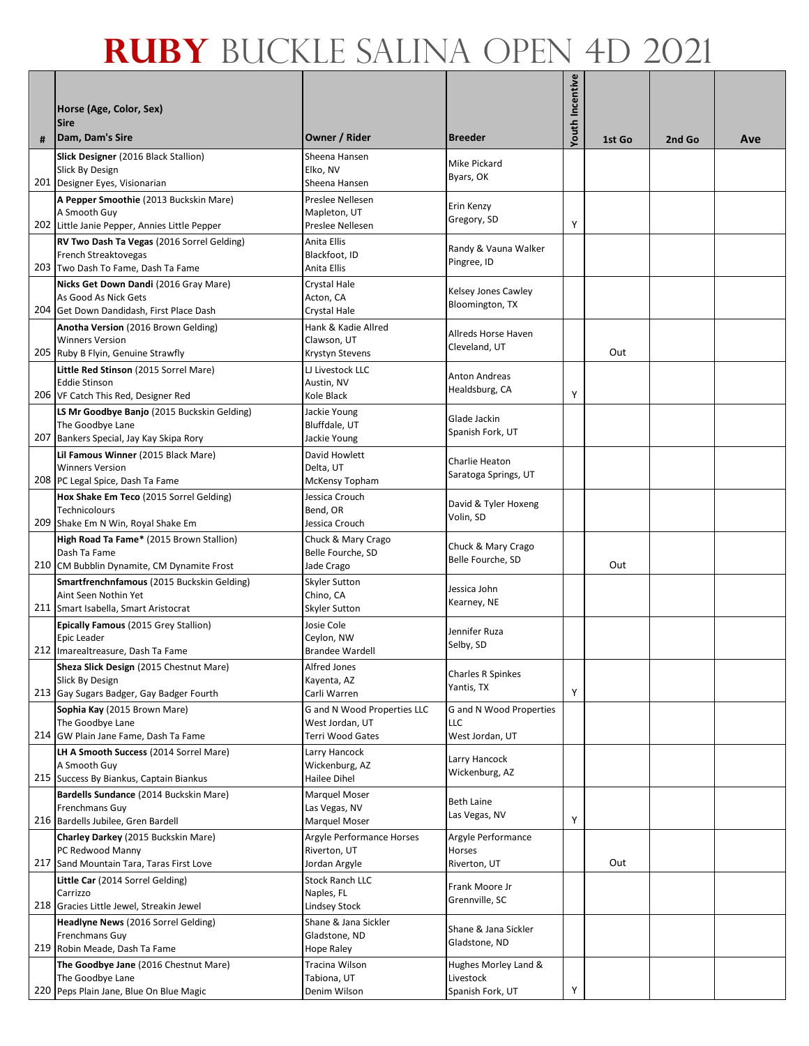# RUBY BUCKLE SALINA OPEN 4D 2021

| # | Horse (Age, Color, Sex)<br>Sire<br>Dam, Dam's Sire | Owner / Rider | Breeder | Youth Incentive | 1st Go | 2nd Go | Ave |
|---|---|---|---|---|---|---|---|
| 201 | **Slick Designer** (2016 Black Stallion)<br>Slick By Design<br>Designer Eyes, Visionarian | Sheena Hansen<br>Elko, NV<br>Sheena Hansen | Mike Pickard<br>Byars, OK | | | | |
| 202 | **A Pepper Smoothie** (2013 Buckskin Mare)<br>A Smooth Guy<br>Little Janie Pepper, Annies Little Pepper | Preslee Nellesen<br>Mapleton, UT<br>Preslee Nellesen | Erin Kenzy<br>Gregory, SD | Y | | | |
| 203 | **RV Two Dash Ta Vegas** (2016 Sorrel Gelding)<br>French Streaktovegas<br>Two Dash To Fame, Dash Ta Fame | Anita Ellis<br>Blackfoot, ID<br>Anita Ellis | Randy & Vauna Walker<br>Pingree, ID | | | | |
| 204 | **Nicks Get Down Dandi** (2016 Gray Mare)<br>As Good As Nick Gets<br>Get Down Dandidash, First Place Dash | Crystal Hale<br>Acton, CA<br>Crystal Hale | Kelsey Jones Cawley<br>Bloomington, TX | | | | |
| 205 | **Anotha Version** (2016 Brown Gelding)<br>Winners Version<br>Ruby B Flyin, Genuine Strawfly | Hank & Kadie Allred<br>Clawson, UT<br>Krystyn Stevens | Allreds Horse Haven<br>Cleveland, UT | | Out | | |
| 206 | **Little Red Stinson** (2015 Sorrel Mare)<br>Eddie Stinson<br>VF Catch This Red, Designer Red | LJ Livestock LLC<br>Austin, NV<br>Kole Black | Anton Andreas<br>Healdsburg, CA | Y | | | |
| 207 | **LS Mr Goodbye Banjo** (2015 Buckskin Gelding)<br>The Goodbye Lane<br>Bankers Special, Jay Kay Skipa Rory | Jackie Young<br>Bluffdale, UT<br>Jackie Young | Glade Jackin<br>Spanish Fork, UT | | | | |
| 208 | **Lil Famous Winner** (2015 Black Mare)<br>Winners Version<br>PC Legal Spice, Dash Ta Fame | David Howlett<br>Delta, UT<br>McKensy Topham | Charlie Heaton<br>Saratoga Springs, UT | | | | |
| 209 | **Hox Shake Em Teco** (2015 Sorrel Gelding)<br>Technicolours<br>Shake Em N Win, Royal Shake Em | Jessica Crouch<br>Bend, OR<br>Jessica Crouch | David & Tyler Hoxeng<br>Volin, SD | | | | |
| 210 | **High Road Ta Fame*** (2015 Brown Stallion)<br>Dash Ta Fame<br>CM Bubblin Dynamite, CM Dynamite Frost | Chuck & Mary Crago<br>Belle Fourche, SD<br>Jade Crago | Chuck & Mary Crago<br>Belle Fourche, SD | | Out | | |
| 211 | **Smartfrenchnfamous** (2015 Buckskin Gelding)<br>Aint Seen Nothin Yet<br>Smart Isabella, Smart Aristocrat | Skyler Sutton<br>Chino, CA<br>Skyler Sutton | Jessica John<br>Kearney, NE | | | | |
| 212 | **Epically Famous** (2015 Grey Stallion)<br>Epic Leader<br>Imarealtreasure, Dash Ta Fame | Josie Cole<br>Ceylon, NW<br>Brandee Wardell | Jennifer Ruza<br>Selby, SD | | | | |
| 213 | **Sheza Slick Design** (2015 Chestnut Mare)<br>Slick By Design<br>Gay Sugars Badger, Gay Badger Fourth | Alfred Jones<br>Kayenta, AZ<br>Carli Warren | Charles R Spinkes<br>Yantis, TX | Y | | | |
| 214 | **Sophia Kay** (2015 Brown Mare)<br>The Goodbye Lane<br>GW Plain Jane Fame, Dash Ta Fame | G and N Wood Properties LLC<br>West Jordan, UT<br>Terri Wood Gates | G and N Wood Properties LLC<br>West Jordan, UT | | | | |
| 215 | **LH A Smooth Success** (2014 Sorrel Mare)<br>A Smooth Guy<br>Success By Biankus, Captain Biankus | Larry Hancock<br>Wickenburg, AZ<br>Hailee Dihel | Larry Hancock<br>Wickenburg, AZ | | | | |
| 216 | **Bardells Sundance** (2014 Buckskin Mare)<br>Frenchmans Guy<br>Bardells Jubilee, Gren Bardell | Marquel Moser<br>Las Vegas, NV<br>Marquel Moser | Beth Laine<br>Las Vegas, NV | Y | | | |
| 217 | **Charley Darkey** (2015 Buckskin Mare)<br>PC Redwood Manny<br>Sand Mountain Tara, Taras First Love | Argyle Performance Horses<br>Riverton, UT<br>Jordan Argyle | Argyle Performance Horses<br>Riverton, UT | | Out | | |
| 218 | **Little Car** (2014 Sorrel Gelding)<br>Carrizzo<br>Gracies Little Jewel, Streakin Jewel | Stock Ranch LLC<br>Naples, FL<br>Lindsey Stock | Frank Moore Jr<br>Grennville, SC | | | | |
| 219 | **Headlyne News** (2016 Sorrel Gelding)<br>Frenchmans Guy<br>Robin Meade, Dash Ta Fame | Shane & Jana Sickler<br>Gladstone, ND<br>Hope Raley | Shane & Jana Sickler<br>Gladstone, ND | | | | |
| 220 | **The Goodbye Jane** (2016 Chestnut Mare)<br>The Goodbye Lane<br>Peps Plain Jane, Blue On Blue Magic | Tracina Wilson<br>Tabiona, UT<br>Denim Wilson | Hughes Morley Land & Livestock<br>Spanish Fork, UT | Y | | | |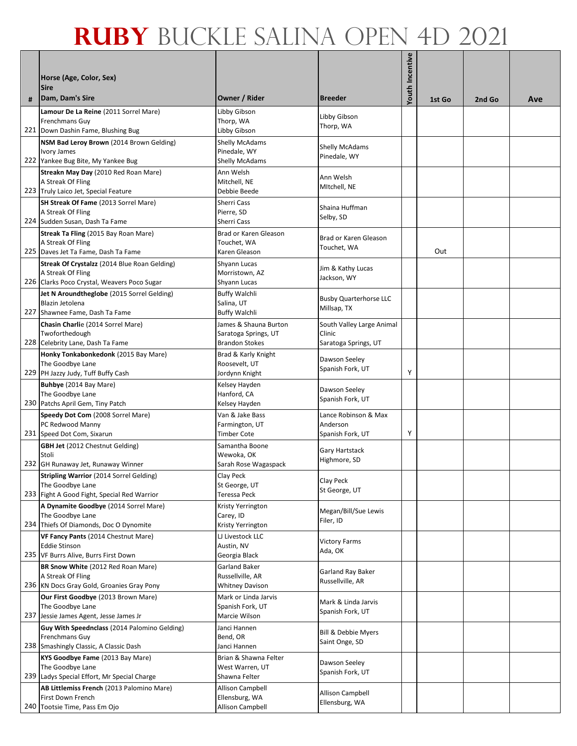# RUBY BUCKLE SALINA OPEN 4D 2021

| # | Horse (Age, Color, Sex)<br>Sire<br>Dam, Dam's Sire | Owner / Rider | Breeder | Youth Incentive | 1st Go | 2nd Go | Ave |
|---|---|---|---|---|---|---|---|
| 221 | **Lamour De La Reine** (2011 Sorrel Mare)<br>Frenchmans Guy<br>Down Dashin Fame, Blushing Bug | Libby Gibson<br>Thorp, WA<br>Libby Gibson | Libby Gibson<br>Thorp, WA | | | | |
| 222 | **NSM Bad Leroy Brown** (2014 Brown Gelding)<br>Ivory James<br>Yankee Bug Bite, My Yankee Bug | Shelly McAdams<br>Pinedale, WY<br>Shelly McAdams | Shelly McAdams<br>Pinedale, WY | | | | |
| 223 | **Streakn May Day** (2010 Red Roan Mare)<br>A Streak Of Fling<br>Truly Laico Jet, Special Feature | Ann Welsh<br>Mitchell, NE<br>Debbie Beede | Ann Welsh<br>MItchell, NE | | | | |
| 224 | **SH Streak Of Fame** (2013 Sorrel Mare)<br>A Streak Of Fling<br>Sudden Susan, Dash Ta Fame | Sherri Cass<br>Pierre, SD<br>Sherri Cass | Shaina Huffman<br>Selby, SD | | | | |
| 225 | **Streak Ta Fling** (2015 Bay Roan Mare)<br>A Streak Of Fling<br>Daves Jet Ta Fame, Dash Ta Fame | Brad or Karen Gleason<br>Touchet, WA<br>Karen Gleason | Brad or Karen Gleason<br>Touchet, WA | | Out | | |
| 226 | **Streak Of Crystalzz** (2014 Blue Roan Gelding)<br>A Streak Of Fling<br>Clarks Poco Crystal, Weavers Poco Sugar | Shyann Lucas<br>Morristown, AZ<br>Shyann Lucas | Jim & Kathy Lucas<br>Jackson, WY | | | | |
| 227 | **Jet N Aroundtheglobe** (2015 Sorrel Gelding)<br>Blazin Jetolena<br>Shawnee Fame, Dash Ta Fame | Buffy Walchli<br>Salina, UT<br>Buffy Walchli | Busby Quarterhorse LLC<br>Millsap, TX | | | | |
| 228 | **Chasin Charlie** (2014 Sorrel Mare)<br>Twoforthedough<br>Celebrity Lane, Dash Ta Fame | James & Shauna Burton<br>Saratoga Springs, UT<br>Brandon Stokes | South Valley Large Animal Clinic<br>Saratoga Springs, UT | | | | |
| 229 | **Honky Tonkabonkedonk** (2015 Bay Mare)<br>The Goodbye Lane<br>PH Jazzy Judy, Tuff Buffy Cash | Brad & Karly Knight<br>Roosevelt, UT<br>Jordynn Knight | Dawson Seeley<br>Spanish Fork, UT | Y | | | |
| 230 | **Buhbye** (2014 Bay Mare)<br>The Goodbye Lane<br>Patchs April Gem, Tiny Patch | Kelsey Hayden<br>Hanford, CA<br>Kelsey Hayden | Dawson Seeley<br>Spanish Fork, UT | | | | |
| 231 | **Speedy Dot Com** (2008 Sorrel Mare)<br>PC Redwood Manny<br>Speed Dot Com, Sixarun | Van & Jake Bass<br>Farmington, UT<br>Timber Cote | Lance Robinson & Max Anderson<br>Spanish Fork, UT | Y | | | |
| 232 | **GBH Jet** (2012 Chestnut Gelding)<br>Stoli<br>GH Runaway Jet, Runaway Winner | Samantha Boone<br>Wewoka, OK<br>Sarah Rose Wagaspack | Gary Hartstack<br>Highmore, SD | | | | |
| 233 | **Stripling Warrior** (2014 Sorrel Gelding)<br>The Goodbye Lane<br>Fight A Good Fight, Special Red Warrior | Clay Peck<br>St George, UT<br>Teressa Peck | Clay Peck<br>St George, UT | | | | |
| 234 | **A Dynamite Goodbye** (2014 Sorrel Mare)<br>The Goodbye Lane<br>Thiefs Of Diamonds, Doc O Dynomite | Kristy Yerrington<br>Carey, ID<br>Kristy Yerrington | Megan/Bill/Sue Lewis<br>Filer, ID | | | | |
| 235 | **VF Fancy Pants** (2014 Chestnut Mare)<br>Eddie Stinson<br>VF Burrs Alive, Burrs First Down | LJ Livestock LLC<br>Austin, NV<br>Georgia Black | Victory Farms<br>Ada, OK | | | | |
| 236 | **BR Snow White** (2012 Red Roan Mare)<br>A Streak Of Fling<br>KN Docs Gray Gold, Groanies Gray Pony | Garland Baker<br>Russellville, AR<br>Whitney Davison | Garland Ray Baker<br>Russellville, AR | | | | |
| 237 | **Our First Goodbye** (2013 Brown Mare)<br>The Goodbye Lane<br>Jessie James Agent, Jesse James Jr | Mark or Linda Jarvis<br>Spanish Fork, UT<br>Marcie Wilson | Mark & Linda Jarvis<br>Spanish Fork, UT | | | | |
| 238 | **Guy With Speednclass** (2014 Palomino Gelding)<br>Frenchmans Guy<br>Smashingly Classic, A Classic Dash | Janci Hannen<br>Bend, OR<br>Janci Hannen | Bill & Debbie Myers<br>Saint Onge, SD | | | | |
| 239 | **KYS Goodbye Fame** (2013 Bay Mare)<br>The Goodbye Lane<br>Ladys Special Effort, Mr Special Charge | Brian & Shawna Felter<br>West Warren, UT<br>Shawna Felter | Dawson Seeley<br>Spanish Fork, UT | | | | |
| 240 | **AB Littlemiss French** (2013 Palomino Mare)<br>First Down French<br>Tootsie Time, Pass Em Ojo | Allison Campbell<br>Ellensburg, WA<br>Allison Campbell | Allison Campbell<br>Ellensburg, WA | | | | |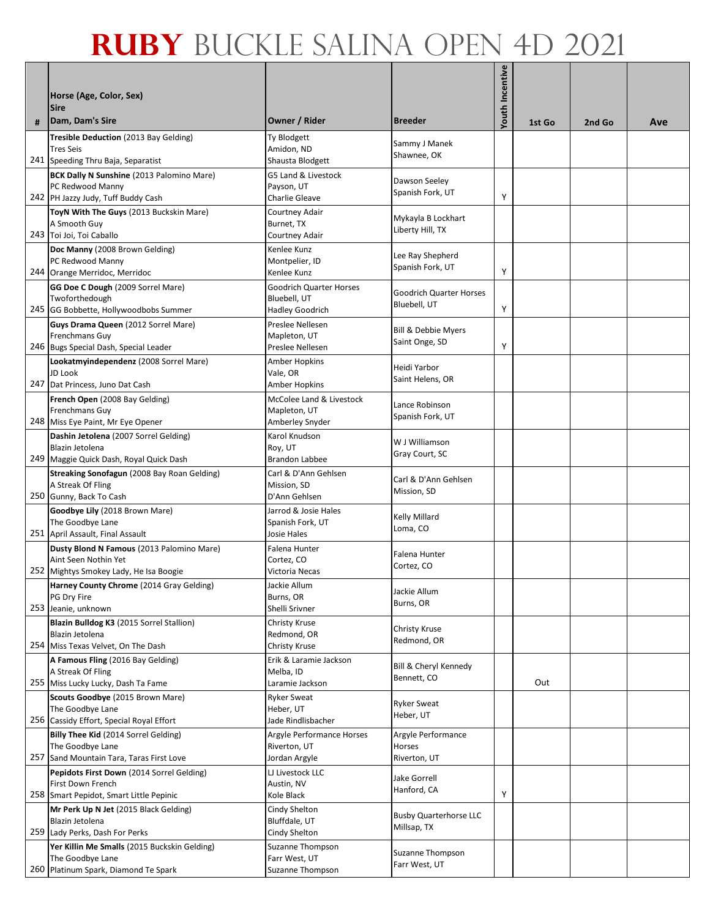# RUBY BUCKLE SALINA OPEN 4D 2021

| # | Horse (Age, Color, Sex)<br>Sire<br>Dam, Dam's Sire | Owner / Rider | Breeder | Youth Incentive | 1st Go | 2nd Go | Ave |
|---|---|---|---|---|---|---|---|
| 241 | **Tresible Deduction** (2013 Bay Gelding)<br>Tres Seis<br>Speeding Thru Baja, Separatist | Ty Blodgett<br>Amidon, ND<br>Shausta Blodgett | Sammy J Manek<br>Shawnee, OK | | | | |
| 242 | **BCK Dally N Sunshine** (2013 Palomino Mare)<br>PC Redwood Manny<br>PH Jazzy Judy, Tuff Buddy Cash | G5 Land & Livestock<br>Payson, UT<br>Charlie Gleave | Dawson Seeley<br>Spanish Fork, UT | Y | | | |
| 243 | **ToyN With The Guys** (2013 Buckskin Mare)<br>A Smooth Guy<br>Toi Joi, Toi Caballo | Courtney Adair<br>Burnet, TX<br>Courtney Adair | Mykayla B Lockhart<br>Liberty Hill, TX | | | | |
| 244 | **Doc Manny** (2008 Brown Gelding)<br>PC Redwood Manny<br>Orange Merridoc, Merridoc | Kenlee Kunz<br>Montpelier, ID<br>Kenlee Kunz | Lee Ray Shepherd<br>Spanish Fork, UT | Y | | | |
| 245 | **GG Doe C Dough** (2009 Sorrel Mare)<br>Twoforthedough<br>GG Bobbette, Hollywoodbobs Summer | Goodrich Quarter Horses<br>Bluebell, UT<br>Hadley Goodrich | Goodrich Quarter Horses<br>Bluebell, UT | Y | | | |
| 246 | **Guys Drama Queen** (2012 Sorrel Mare)<br>Frenchmans Guy<br>Bugs Special Dash, Special Leader | Preslee Nellesen<br>Mapleton, UT<br>Preslee Nellesen | Bill & Debbie Myers<br>Saint Onge, SD | Y | | | |
| 247 | **Lookatmyindependenz** (2008 Sorrel Mare)<br>JD Look<br>Dat Princess, Juno Dat Cash | Amber Hopkins<br>Vale, OR<br>Amber Hopkins | Heidi Yarbor<br>Saint Helens, OR | | | | |
| 248 | **French Open** (2008 Bay Gelding)<br>Frenchmans Guy<br>Miss Eye Paint, Mr Eye Opener | McColee Land & Livestock<br>Mapleton, UT<br>Amberley Snyder | Lance Robinson<br>Spanish Fork, UT | | | | |
| 249 | **Dashin Jetolena** (2007 Sorrel Gelding)<br>Blazin Jetolena<br>Maggie Quick Dash, Royal Quick Dash | Karol Knudson<br>Roy, UT<br>Brandon Labbee | W J Williamson<br>Gray Court, SC | | | | |
| 250 | **Streaking Sonofagun** (2008 Bay Roan Gelding)<br>A Streak Of Fling<br>Gunny, Back To Cash | Carl & D'Ann Gehlsen<br>Mission, SD<br>D'Ann Gehlsen | Carl & D'Ann Gehlsen<br>Mission, SD | | | | |
| 251 | **Goodbye Lily** (2018 Brown Mare)<br>The Goodbye Lane<br>April Assault, Final Assault | Jarrod & Josie Hales<br>Spanish Fork, UT<br>Josie Hales | Kelly Millard<br>Loma, CO | | | | |
| 252 | **Dusty Blond N Famous** (2013 Palomino Mare)<br>Aint Seen Nothin Yet<br>Mightys Smokey Lady, He Isa Boogie | Falena Hunter<br>Cortez, CO<br>Victoria Necas | Falena Hunter<br>Cortez, CO | | | | |
| 253 | **Harney County Chrome** (2014 Gray Gelding)<br>PG Dry Fire<br>Jeanie, unknown | Jackie Allum<br>Burns, OR<br>Shelli Srivner | Jackie Allum<br>Burns, OR | | | | |
| 254 | **Blazin Bulldog K3** (2015 Sorrel Stallion)<br>Blazin Jetolena<br>Miss Texas Velvet, On The Dash | Christy Kruse<br>Redmond, OR<br>Christy Kruse | Christy Kruse<br>Redmond, OR | | | | |
| 255 | **A Famous Fling** (2016 Bay Gelding)<br>A Streak Of Fling<br>Miss Lucky Lucky, Dash Ta Fame | Erik & Laramie Jackson<br>Melba, ID<br>Laramie Jackson | Bill & Cheryl Kennedy<br>Bennett, CO | | Out | | |
| 256 | **Scouts Goodbye** (2015 Brown Mare)<br>The Goodbye Lane<br>Cassidy Effort, Special Royal Effort | Ryker Sweat<br>Heber, UT<br>Jade Rindlisbacher | Ryker Sweat<br>Heber, UT | | | | |
| 257 | **Billy Thee Kid** (2014 Sorrel Gelding)<br>The Goodbye Lane<br>Sand Mountain Tara, Taras First Love | Argyle Performance Horses<br>Riverton, UT<br>Jordan Argyle | Argyle Performance Horses<br>Riverton, UT | | | | |
| 258 | **Pepidots First Down** (2014 Sorrel Gelding)<br>First Down French<br>Smart Pepidot, Smart Little Pepinic | LJ Livestock LLC<br>Austin, NV<br>Kole Black | Jake Gorrell<br>Hanford, CA | Y | | | |
| 259 | **Mr Perk Up N Jet** (2015 Black Gelding)<br>Blazin Jetolena<br>Lady Perks, Dash For Perks | Cindy Shelton<br>Bluffdale, UT<br>Cindy Shelton | Busby Quarterhorse LLC<br>Millsap, TX | | | | |
| 260 | **Yer Killin Me Smalls** (2015 Buckskin Gelding)<br>The Goodbye Lane<br>Platinum Spark, Diamond Te Spark | Suzanne Thompson<br>Farr West, UT<br>Suzanne Thompson | Suzanne Thompson<br>Farr West, UT | | | | |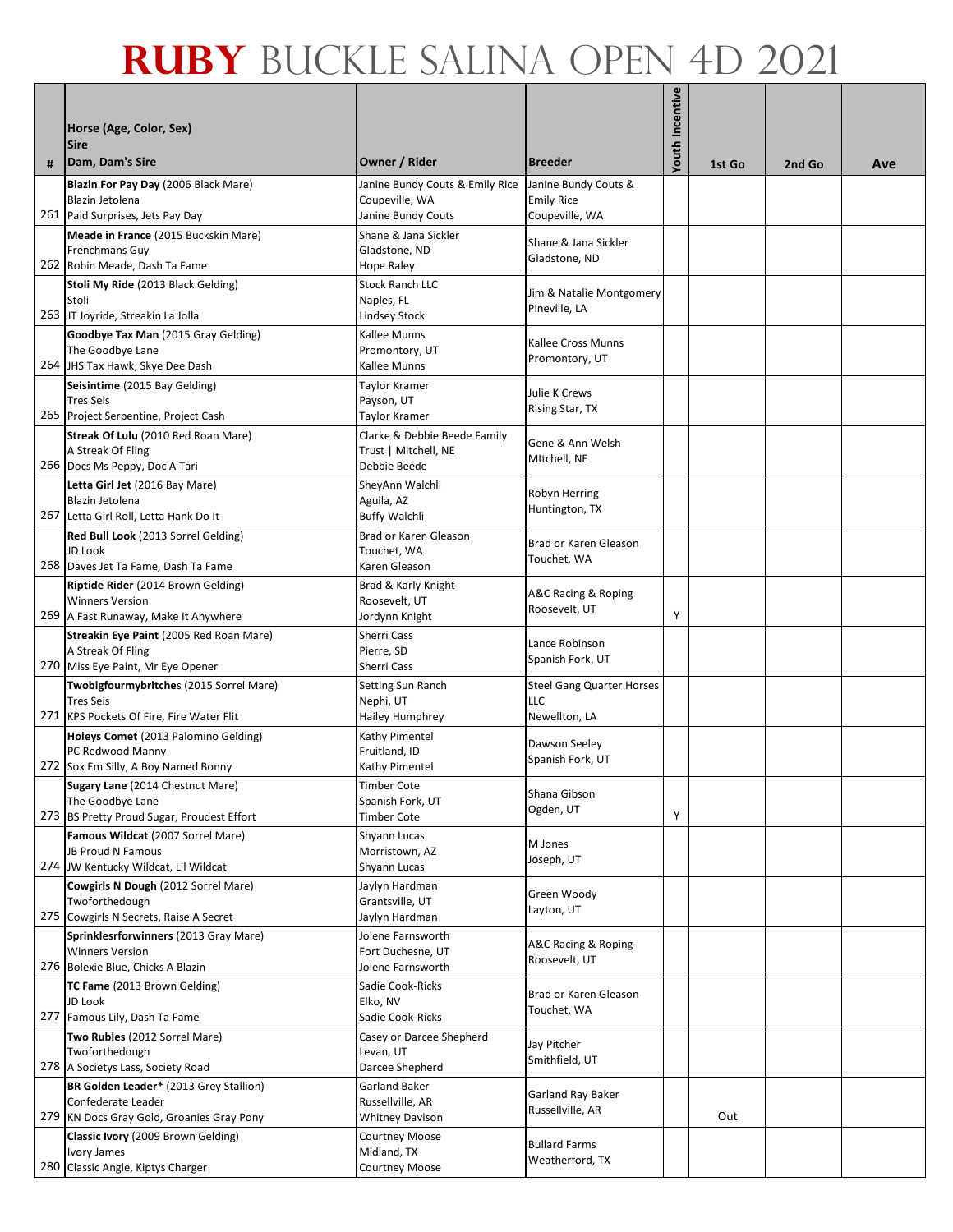# RUBY BUCKLE SALINA OPEN 4D 2021

| # | Horse (Age, Color, Sex)<br>Sire<br>Dam, Dam's Sire | Owner / Rider | Breeder | Youth Incentive | 1st Go | 2nd Go | Ave |
|---|---|---|---|---|---|---|---|
| 261 | **Blazin For Pay Day** (2006 Black Mare)<br>Blazin Jetolena<br>Paid Surprises, Jets Pay Day | Janine Bundy Couts & Emily Rice<br>Coupeville, WA<br>Janine Bundy Couts | Janine Bundy Couts & Emily Rice<br>Coupeville, WA | | | | |
| 262 | **Meade in France** (2015 Buckskin Mare)<br>Frenchmans Guy<br>Robin Meade, Dash Ta Fame | Shane & Jana Sickler<br>Gladstone, ND<br>Hope Raley | Shane & Jana Sickler<br>Gladstone, ND | | | | |
| 263 | **Stoli My Ride** (2013 Black Gelding)<br>Stoli<br>JT Joyride, Streakin La Jolla | Stock Ranch LLC<br>Naples, FL<br>Lindsey Stock | Jim & Natalie Montgomery<br>Pineville, LA | | | | |
| 264 | **Goodbye Tax Man** (2015 Gray Gelding)<br>The Goodbye Lane<br>JHS Tax Hawk, Skye Dee Dash | Kallee Munns<br>Promontory, UT<br>Kallee Munns | Kallee Cross Munns<br>Promontory, UT | | | | |
| 265 | **Seisintime** (2015 Bay Gelding)<br>Tres Seis<br>Project Serpentine, Project Cash | Taylor Kramer<br>Payson, UT<br>Taylor Kramer | Julie K Crews<br>Rising Star, TX | | | | |
| 266 | **Streak Of Lulu** (2010 Red Roan Mare)<br>A Streak Of Fling<br>Docs Ms Peppy, Doc A Tari | Clarke & Debbie Beede Family Trust \| Mitchell, NE<br>Debbie Beede | Gene & Ann Welsh<br>MItchell, NE | | | | |
| 267 | **Letta Girl Jet** (2016 Bay Mare)<br>Blazin Jetolena<br>Letta Girl Roll, Letta Hank Do It | SheyAnn Walchli<br>Aguila, AZ<br>Buffy Walchli | Robyn Herring<br>Huntington, TX | | | | |
| 268 | **Red Bull Look** (2013 Sorrel Gelding)<br>JD Look<br>Daves Jet Ta Fame, Dash Ta Fame | Brad or Karen Gleason<br>Touchet, WA<br>Karen Gleason | Brad or Karen Gleason<br>Touchet, WA | | | | |
| 269 | **Riptide Rider** (2014 Brown Gelding)<br>Winners Version<br>A Fast Runaway, Make It Anywhere | Brad & Karly Knight<br>Roosevelt, UT<br>Jordynn Knight | A&C Racing & Roping<br>Roosevelt, UT | Y | | | |
| 270 | **Streakin Eye Paint** (2005 Red Roan Mare)<br>A Streak Of Fling<br>Miss Eye Paint, Mr Eye Opener | Sherri Cass<br>Pierre, SD<br>Sherri Cass | Lance Robinson<br>Spanish Fork, UT | | | | |
| 271 | **Twobigfourmybritches** (2015 Sorrel Mare)<br>Tres Seis<br>KPS Pockets Of Fire, Fire Water Flit | Setting Sun Ranch<br>Nephi, UT<br>Hailey Humphrey | Steel Gang Quarter Horses LLC<br>Newellton, LA | | | | |
| 272 | **Holeys Comet** (2013 Palomino Gelding)<br>PC Redwood Manny<br>Sox Em Silly, A Boy Named Bonny | Kathy Pimentel<br>Fruitland, ID<br>Kathy Pimentel | Dawson Seeley<br>Spanish Fork, UT | | | | |
| 273 | **Sugary Lane** (2014 Chestnut Mare)<br>The Goodbye Lane<br>BS Pretty Proud Sugar, Proudest Effort | Timber Cote<br>Spanish Fork, UT<br>Timber Cote | Shana Gibson<br>Ogden, UT | Y | | | |
| 274 | **Famous Wildcat** (2007 Sorrel Mare)<br>JB Proud N Famous<br>JW Kentucky Wildcat, Lil Wildcat | Shyann Lucas<br>Morristown, AZ<br>Shyann Lucas | M Jones<br>Joseph, UT | | | | |
| 275 | **Cowgirls N Dough** (2012 Sorrel Mare)<br>Twoforthedough<br>Cowgirls N Secrets, Raise A Secret | Jaylyn Hardman<br>Grantsville, UT<br>Jaylyn Hardman | Green Woody<br>Layton, UT | | | | |
| 276 | **Sprinklesrforwinners** (2013 Gray Mare)<br>Winners Version<br>Bolexie Blue, Chicks A Blazin | Jolene Farnsworth<br>Fort Duchesne, UT<br>Jolene Farnsworth | A&C Racing & Roping<br>Roosevelt, UT | | | | |
| 277 | **TC Fame** (2013 Brown Gelding)<br>JD Look<br>Famous Lily, Dash Ta Fame | Sadie Cook-Ricks<br>Elko, NV<br>Sadie Cook-Ricks | Brad or Karen Gleason<br>Touchet, WA | | | | |
| 278 | **Two Rubles** (2012 Sorrel Mare)<br>Twoforthedough<br>A Societys Lass, Society Road | Casey or Darcee Shepherd<br>Levan, UT<br>Darcee Shepherd | Jay Pitcher<br>Smithfield, UT | | | | |
| 279 | **BR Golden Leader*** (2013 Grey Stallion)<br>Confederate Leader<br>KN Docs Gray Gold, Groanies Gray Pony | Garland Baker<br>Russellville, AR<br>Whitney Davison | Garland Ray Baker<br>Russellville, AR | | Out | | |
| 280 | **Classic Ivory** (2009 Brown Gelding)<br>Ivory James<br>Classic Angle, Kiptys Charger | Courtney Moose<br>Midland, TX<br>Courtney Moose | Bullard Farms<br>Weatherford, TX | | | | |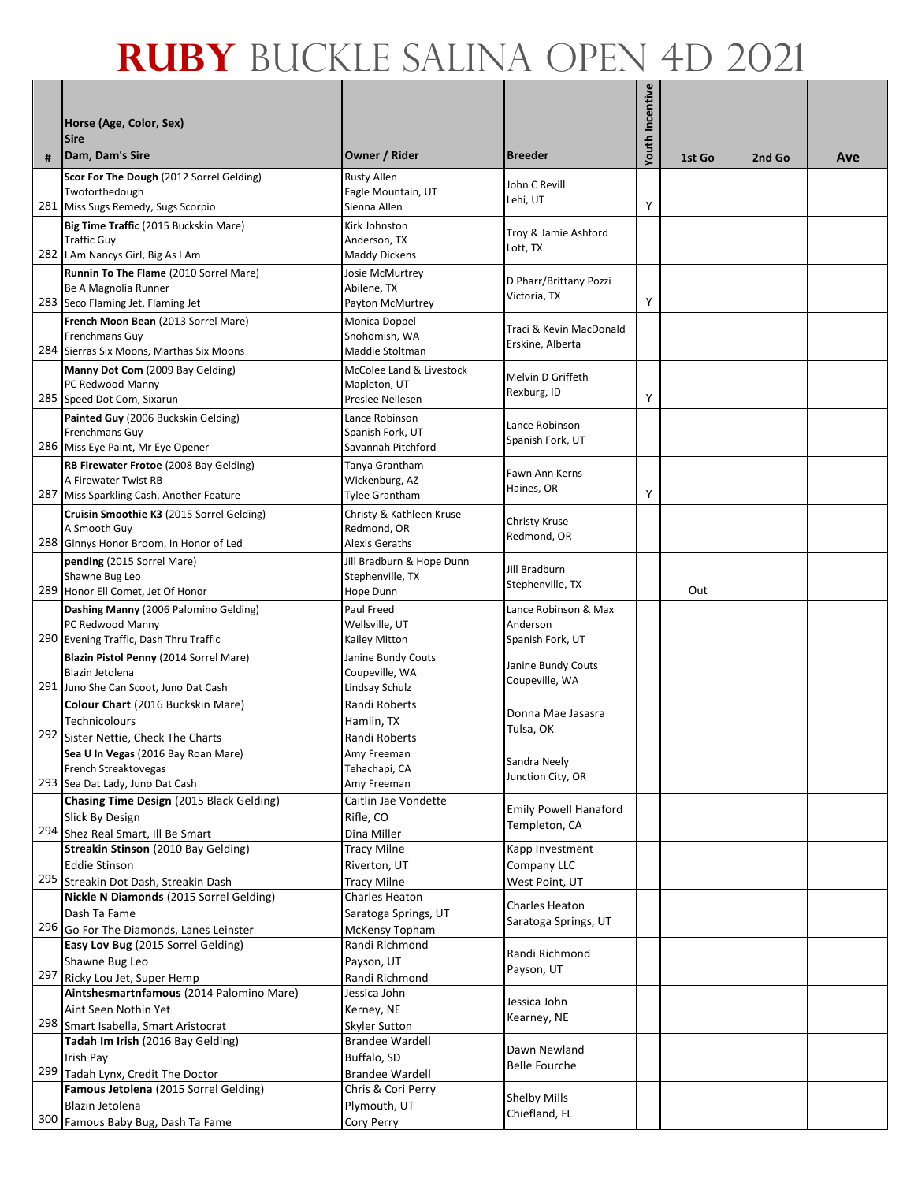# RUBY BUCKLE SALINA OPEN 4D 2021

| # | Horse (Age, Color, Sex)<br>Sire<br>Dam, Dam's Sire | Owner / Rider | Breeder | Youth Incentive | 1st Go | 2nd Go | Ave |
|---|---|---|---|---|---|---|---|
| 281 | **Scor For The Dough** (2012 Sorrel Gelding)<br>Twoforthedough<br>Miss Sugs Remedy, Sugs Scorpio | Rusty Allen<br>Eagle Mountain, UT<br>Sienna Allen | John C Revill<br>Lehi, UT | Y | | | |
| 282 | **Big Time Traffic** (2015 Buckskin Mare)<br>Traffic Guy<br>I Am Nancys Girl, Big As I Am | Kirk Johnston<br>Anderson, TX<br>Maddy Dickens | Troy & Jamie Ashford<br>Lott, TX | | | | |
| 283 | **Runnin To The Flame** (2010 Sorrel Mare)<br>Be A Magnolia Runner<br>Seco Flaming Jet, Flaming Jet | Josie McMurtrey<br>Abilene, TX<br>Payton McMurtrey | D Pharr/Brittany Pozzi<br>Victoria, TX | Y | | | |
| 284 | **French Moon Bean** (2013 Sorrel Mare)<br>Frenchmans Guy<br>Sierras Six Moons, Marthas Six Moons | Monica Doppel<br>Snohomish, WA<br>Maddie Stoltman | Traci & Kevin MacDonald<br>Erskine, Alberta | | | | |
| 285 | **Manny Dot Com** (2009 Bay Gelding)<br>PC Redwood Manny<br>Speed Dot Com, Sixarun | McColee Land & Livestock<br>Mapleton, UT<br>Preslee Nellesen | Melvin D Griffeth<br>Rexburg, ID | Y | | | |
| 286 | **Painted Guy** (2006 Buckskin Gelding)<br>Frenchmans Guy<br>Miss Eye Paint, Mr Eye Opener | Lance Robinson<br>Spanish Fork, UT<br>Savannah Pitchford | Lance Robinson<br>Spanish Fork, UT | | | | |
| 287 | **RB Firewater Frotoe** (2008 Bay Gelding)<br>A Firewater Twist RB<br>Miss Sparkling Cash, Another Feature | Tanya Grantham<br>Wickenburg, AZ<br>Tylee Grantham | Fawn Ann Kerns<br>Haines, OR | Y | | | |
| 288 | **Cruisin Smoothie K3** (2015 Sorrel Gelding)<br>A Smooth Guy<br>Ginnys Honor Broom, In Honor of Led | Christy & Kathleen Kruse<br>Redmond, OR<br>Alexis Geraths | Christy Kruse<br>Redmond, OR | | | | |
| 289 | **pending** (2015 Sorrel Mare)<br>Shawne Bug Leo<br>Honor Ell Comet, Jet Of Honor | Jill Bradburn & Hope Dunn<br>Stephenville, TX<br>Hope Dunn | Jill Bradburn<br>Stephenville, TX | | Out | | |
| 290 | **Dashing Manny** (2006 Palomino Gelding)<br>PC Redwood Manny<br>Evening Traffic, Dash Thru Traffic | Paul Freed<br>Wellsville, UT<br>Kailey Mitton | Lance Robinson & Max Anderson<br>Spanish Fork, UT | | | | |
| 291 | **Blazin Pistol Penny** (2014 Sorrel Mare)<br>Blazin Jetolena<br>Juno She Can Scoot, Juno Dat Cash | Janine Bundy Couts<br>Coupeville, WA<br>Lindsay Schulz | Janine Bundy Couts<br>Coupeville, WA | | | | |
| 292 | **Colour Chart** (2016 Buckskin Mare)<br>Technicolours<br>Sister Nettie, Check The Charts | Randi Roberts<br>Hamlin, TX<br>Randi Roberts | Donna Mae Jasasra<br>Tulsa, OK | | | | |
| 293 | **Sea U In Vegas** (2016 Bay Roan Mare)<br>French Streaktovegas<br>Sea Dat Lady, Juno Dat Cash | Amy Freeman<br>Tehachapi, CA<br>Amy Freeman | Sandra Neely<br>Junction City, OR | | | | |
| 294 | **Chasing Time Design** (2015 Black Gelding)<br>Slick By Design<br>Shez Real Smart, Ill Be Smart | Caitlin Jae Vondette<br>Rifle, CO<br>Dina Miller | Emily Powell Hanaford<br>Templeton, CA | | | | |
| 295 | **Streakin Stinson** (2010 Bay Gelding)<br>Eddie Stinson<br>Streakin Dot Dash, Streakin Dash | Tracy Milne<br>Riverton, UT<br>Tracy Milne | Kapp Investment Company LLC<br>West Point, UT | | | | |
| 296 | **Nickle N Diamonds** (2015 Sorrel Gelding)<br>Dash Ta Fame<br>Go For The Diamonds, Lanes Leinster | Charles Heaton<br>Saratoga Springs, UT<br>McKensy Topham | Charles Heaton<br>Saratoga Springs, UT | | | | |
| 297 | **Easy Lov Bug** (2015 Sorrel Gelding)<br>Shawne Bug Leo<br>Ricky Lou Jet, Super Hemp | Randi Richmond<br>Payson, UT<br>Randi Richmond | Randi Richmond<br>Payson, UT | | | | |
| 298 | **Aintshesmartnfamous** (2014 Palomino Mare)<br>Aint Seen Nothin Yet<br>Smart Isabella, Smart Aristocrat | Jessica John<br>Kerney, NE<br>Skyler Sutton | Jessica John<br>Kearney, NE | | | | |
| 299 | **Tadah Im Irish** (2016 Bay Gelding)<br>Irish Pay<br>Tadah Lynx, Credit The Doctor | Brandee Wardell<br>Buffalo, SD<br>Brandee Wardell | Dawn Newland<br>Belle Fourche | | | | |
| 300 | **Famous Jetolena** (2015 Sorrel Gelding)<br>Blazin Jetolena<br>Famous Baby Bug, Dash Ta Fame | Chris & Cori Perry<br>Plymouth, UT<br>Cory Perry | Shelby Mills<br>Chiefland, FL | | | | |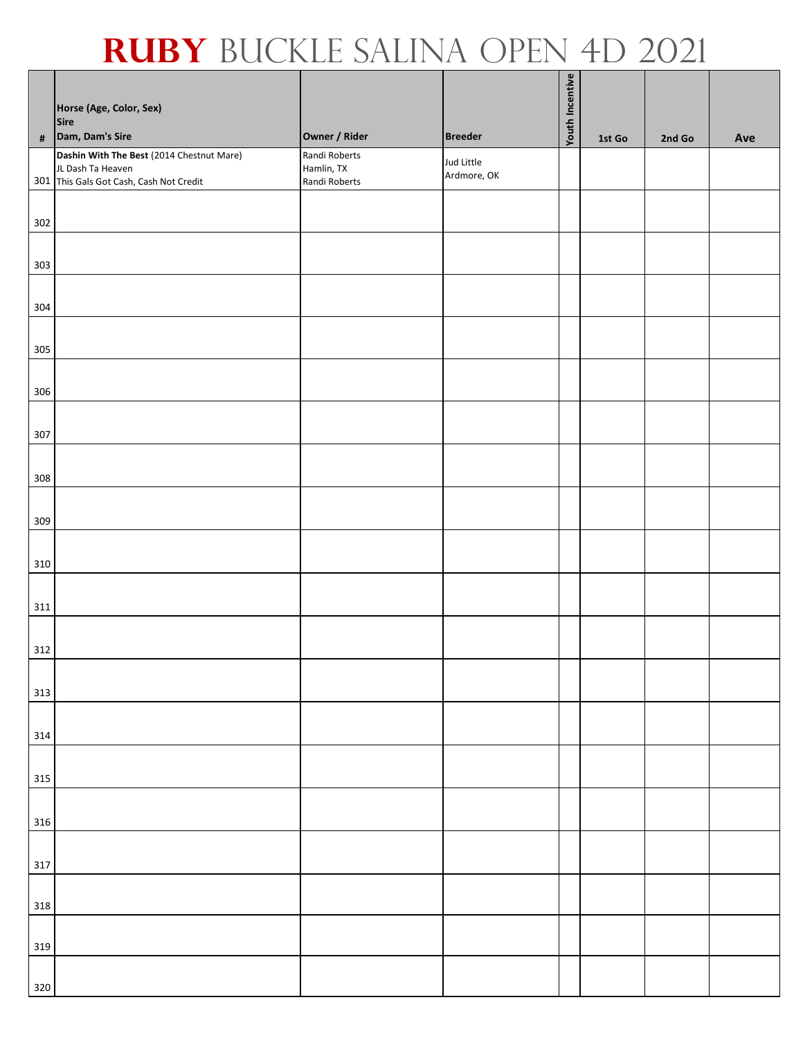# **RUBY** BUCKLE SALINA OPEN 4D 2021

| # | Horse (Age, Color, Sex)<br>Sire<br>Dam, Dam's Sire | Owner / Rider | Breeder | Youth Incentive | 1st Go | 2nd Go | Ave |
|---|---|---|---|---|---|---|---|
| 301 | **Dashin With The Best** (2014 Chestnut Mare)<br>JL Dash Ta Heaven<br>This Gals Got Cash, Cash Not Credit | Randi Roberts<br>Hamlin, TX<br>Randi Roberts | Jud Little<br>Ardmore, OK | | | | |
| 302 | | | | | | | |
| 303 | | | | | | | |
| 304 | | | | | | | |
| 305 | | | | | | | |
| 306 | | | | | | | |
| 307 | | | | | | | |
| 308 | | | | | | | |
| 309 | | | | | | | |
| 310 | | | | | | | |
| 311 | | | | | | | |
| 312 | | | | | | | |
| 313 | | | | | | | |
| 314 | | | | | | | |
| 315 | | | | | | | |
| 316 | | | | | | | |
| 317 | | | | | | | |
| 318 | | | | | | | |
| 319 | | | | | | | |
| 320 | | | | | | | |